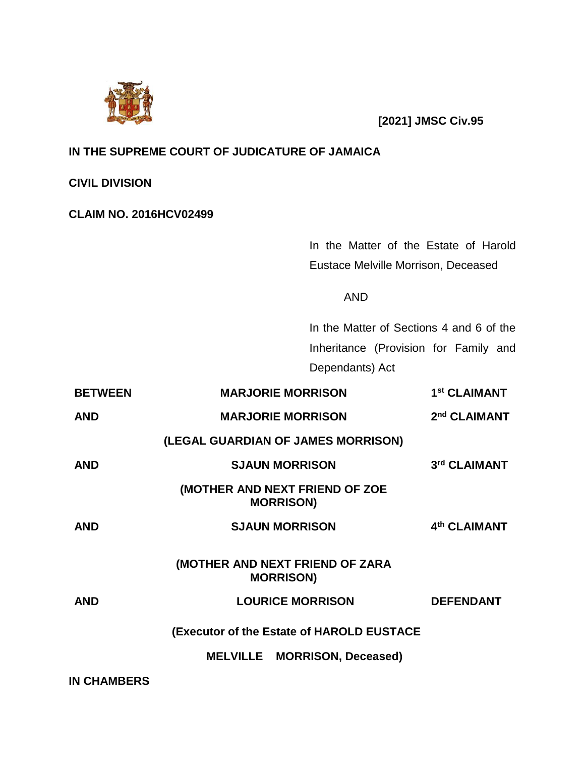**[2021] JMSC Civ.95**

**IN THE SUPREME COURT OF JUDICATURE OF JAMAICA**

**CIVIL DIVISION**

**CLAIM NO. 2016HCV02499**

In the Matter of the Estate of Harold Eustace Melville Morrison, Deceased

AND

In the Matter of Sections 4 and 6 of the Inheritance (Provision for Family and Dependants) Act

| | | |
|---|---|---|
| **BETWEEN** | **MARJORIE MORRISON** | **1st CLAIMANT** |
| **AND** | **MARJORIE MORRISON** | **2nd CLAIMANT** |
| | **(LEGAL GUARDIAN OF JAMES MORRISON)** | |
| **AND** | **SJAUN MORRISON** | **3rd CLAIMANT** |
| | **(MOTHER AND NEXT FRIEND OF ZOE MORRISON)** | |
| **AND** | **SJAUN MORRISON** | **4th CLAIMANT** |
| | **(MOTHER AND NEXT FRIEND OF ZARA MORRISON)** | |
| **AND** | **LOURICE MORRISON** | **DEFENDANT** |
| | **(Executor of the Estate of HAROLD EUSTACE MELVILLE MORRISON, Deceased)** | |

**IN CHAMBERS**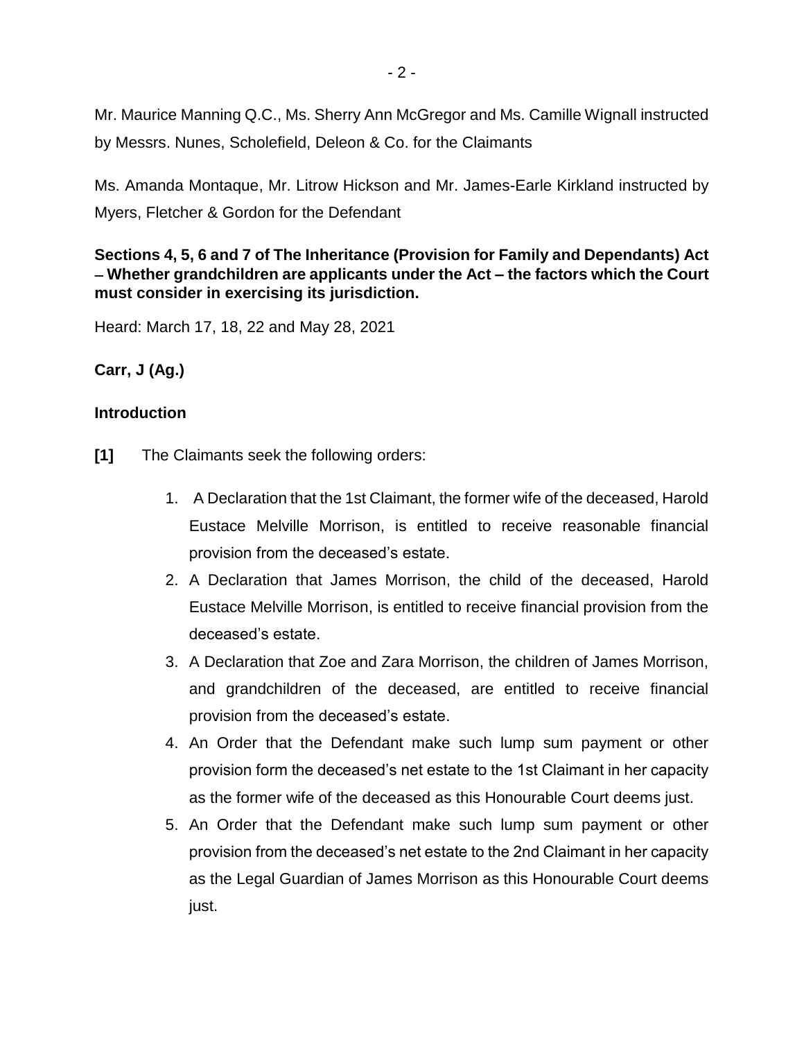Mr. Maurice Manning Q.C., Ms. Sherry Ann McGregor and Ms. Camille Wignall instructed by Messrs. Nunes, Scholefield, Deleon & Co. for the Claimants

Ms. Amanda Montaque, Mr. Litrow Hickson and Mr. James-Earle Kirkland instructed by Myers, Fletcher & Gordon for the Defendant

**Sections 4, 5, 6 and 7 of The Inheritance (Provision for Family and Dependants) Act – Whether grandchildren are applicants under the Act – the factors which the Court must consider in exercising its jurisdiction.**

Heard: March 17, 18, 22 and May 28, 2021

**Carr, J (Ag.)**

**Introduction**

**[1]** The Claimants seek the following orders:

1. A Declaration that the 1st Claimant, the former wife of the deceased, Harold Eustace Melville Morrison, is entitled to receive reasonable financial provision from the deceased's estate.
2. A Declaration that James Morrison, the child of the deceased, Harold Eustace Melville Morrison, is entitled to receive financial provision from the deceased's estate.
3. A Declaration that Zoe and Zara Morrison, the children of James Morrison, and grandchildren of the deceased, are entitled to receive financial provision from the deceased's estate.
4. An Order that the Defendant make such lump sum payment or other provision form the deceased's net estate to the 1st Claimant in her capacity as the former wife of the deceased as this Honourable Court deems just.
5. An Order that the Defendant make such lump sum payment or other provision from the deceased's net estate to the 2nd Claimant in her capacity as the Legal Guardian of James Morrison as this Honourable Court deems just.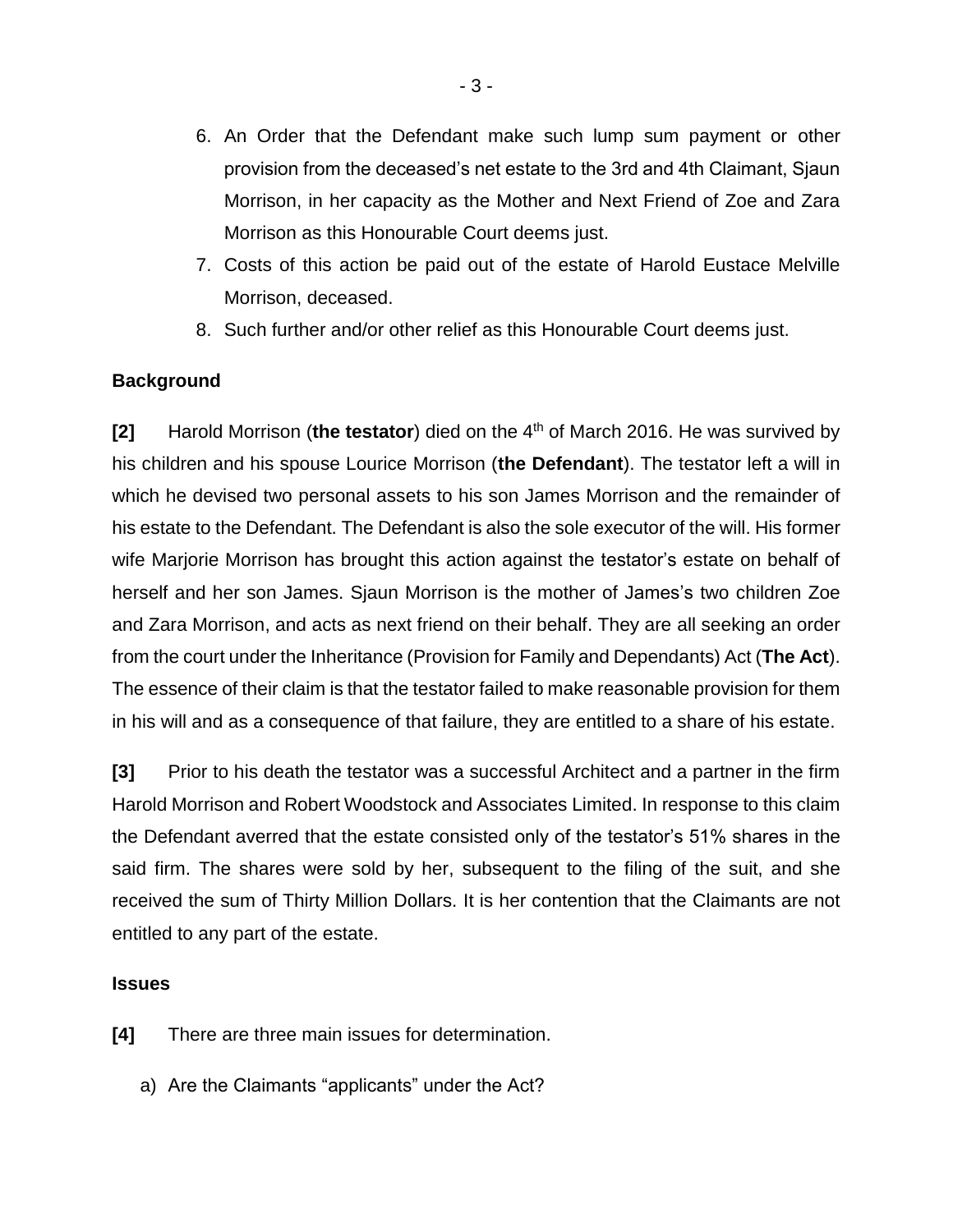6. An Order that the Defendant make such lump sum payment or other provision from the deceased's net estate to the 3rd and 4th Claimant, Sjaun Morrison, in her capacity as the Mother and Next Friend of Zoe and Zara Morrison as this Honourable Court deems just.
7. Costs of this action be paid out of the estate of Harold Eustace Melville Morrison, deceased.
8. Such further and/or other relief as this Honourable Court deems just.

**Background**

**[2]** Harold Morrison (**the testator**) died on the 4th of March 2016. He was survived by his children and his spouse Lourice Morrison (**the Defendant**). The testator left a will in which he devised two personal assets to his son James Morrison and the remainder of his estate to the Defendant. The Defendant is also the sole executor of the will. His former wife Marjorie Morrison has brought this action against the testator's estate on behalf of herself and her son James. Sjaun Morrison is the mother of James's two children Zoe and Zara Morrison, and acts as next friend on their behalf. They are all seeking an order from the court under the Inheritance (Provision for Family and Dependants) Act (**The Act**). The essence of their claim is that the testator failed to make reasonable provision for them in his will and as a consequence of that failure, they are entitled to a share of his estate.

**[3]** Prior to his death the testator was a successful Architect and a partner in the firm Harold Morrison and Robert Woodstock and Associates Limited. In response to this claim the Defendant averred that the estate consisted only of the testator's 51% shares in the said firm. The shares were sold by her, subsequent to the filing of the suit, and she received the sum of Thirty Million Dollars. It is her contention that the Claimants are not entitled to any part of the estate.

**Issues**

**[4]** There are three main issues for determination.

a) Are the Claimants "applicants" under the Act?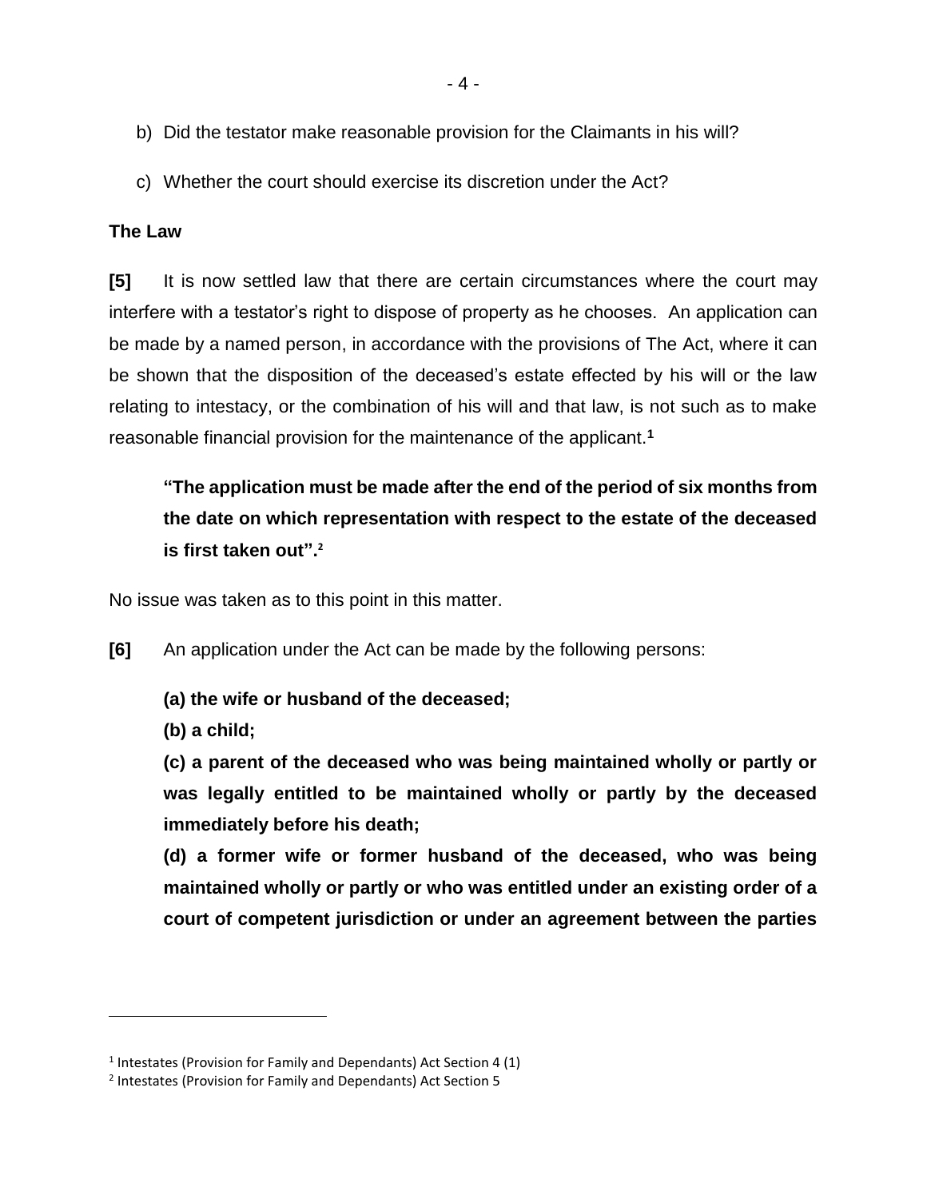b) Did the testator make reasonable provision for the Claimants in his will?

c) Whether the court should exercise its discretion under the Act?

**The Law**

**[5]** It is now settled law that there are certain circumstances where the court may interfere with a testator's right to dispose of property as he chooses. An application can be made by a named person, in accordance with the provisions of The Act, where it can be shown that the disposition of the deceased's estate effected by his will or the law relating to intestacy, or the combination of his will and that law, is not such as to make reasonable financial provision for the maintenance of the applicant.[1]

> **"The application must be made after the end of the period of six months from the date on which representation with respect to the estate of the deceased is first taken out".**[2]

No issue was taken as to this point in this matter.

**[6]** An application under the Act can be made by the following persons:

> **(a) the wife or husband of the deceased;**
>
> **(b) a child;**
>
> **(c) a parent of the deceased who was being maintained wholly or partly or was legally entitled to be maintained wholly or partly by the deceased immediately before his death;**
>
> **(d) a former wife or former husband of the deceased, who was being maintained wholly or partly or who was entitled under an existing order of a court of competent jurisdiction or under an agreement between the parties**

---

[1] Intestates (Provision for Family and Dependants) Act Section 4 (1)

[2] Intestates (Provision for Family and Dependants) Act Section 5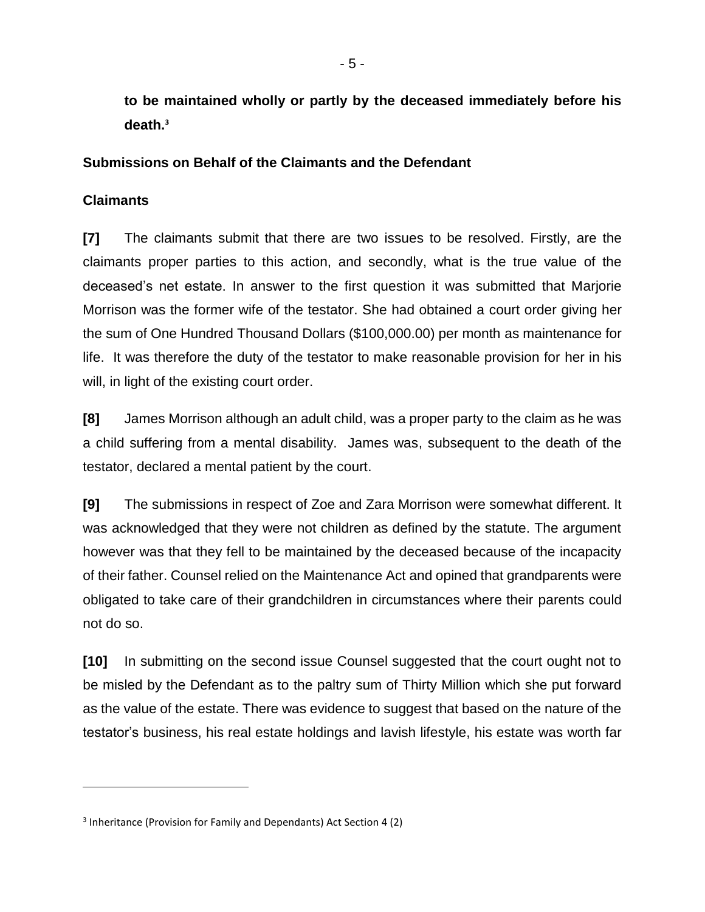**to be maintained wholly or partly by the deceased immediately before his death.**[3]

**Submissions on Behalf of the Claimants and the Defendant**

**Claimants**

**[7]** The claimants submit that there are two issues to be resolved. Firstly, are the claimants proper parties to this action, and secondly, what is the true value of the deceased's net estate. In answer to the first question it was submitted that Marjorie Morrison was the former wife of the testator. She had obtained a court order giving her the sum of One Hundred Thousand Dollars ($100,000.00) per month as maintenance for life. It was therefore the duty of the testator to make reasonable provision for her in his will, in light of the existing court order.

**[8]** James Morrison although an adult child, was a proper party to the claim as he was a child suffering from a mental disability. James was, subsequent to the death of the testator, declared a mental patient by the court.

**[9]** The submissions in respect of Zoe and Zara Morrison were somewhat different. It was acknowledged that they were not children as defined by the statute. The argument however was that they fell to be maintained by the deceased because of the incapacity of their father. Counsel relied on the Maintenance Act and opined that grandparents were obligated to take care of their grandchildren in circumstances where their parents could not do so.

**[10]** In submitting on the second issue Counsel suggested that the court ought not to be misled by the Defendant as to the paltry sum of Thirty Million which she put forward as the value of the estate. There was evidence to suggest that based on the nature of the testator's business, his real estate holdings and lavish lifestyle, his estate was worth far

---

[3] Inheritance (Provision for Family and Dependants) Act Section 4 (2)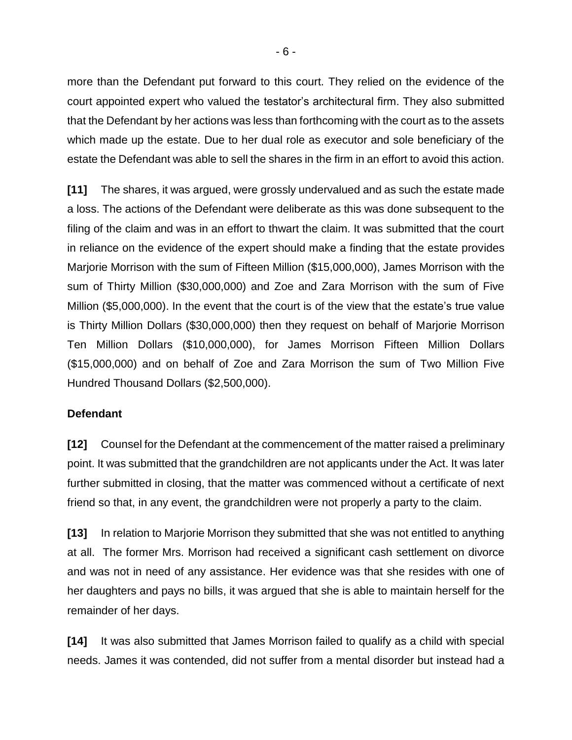more than the Defendant put forward to this court. They relied on the evidence of the court appointed expert who valued the testator's architectural firm. They also submitted that the Defendant by her actions was less than forthcoming with the court as to the assets which made up the estate. Due to her dual role as executor and sole beneficiary of the estate the Defendant was able to sell the shares in the firm in an effort to avoid this action.

**[11]** The shares, it was argued, were grossly undervalued and as such the estate made a loss. The actions of the Defendant were deliberate as this was done subsequent to the filing of the claim and was in an effort to thwart the claim. It was submitted that the court in reliance on the evidence of the expert should make a finding that the estate provides Marjorie Morrison with the sum of Fifteen Million ($15,000,000), James Morrison with the sum of Thirty Million ($30,000,000) and Zoe and Zara Morrison with the sum of Five Million ($5,000,000). In the event that the court is of the view that the estate's true value is Thirty Million Dollars ($30,000,000) then they request on behalf of Marjorie Morrison Ten Million Dollars ($10,000,000), for James Morrison Fifteen Million Dollars ($15,000,000) and on behalf of Zoe and Zara Morrison the sum of Two Million Five Hundred Thousand Dollars ($2,500,000).

**Defendant**

**[12]** Counsel for the Defendant at the commencement of the matter raised a preliminary point. It was submitted that the grandchildren are not applicants under the Act. It was later further submitted in closing, that the matter was commenced without a certificate of next friend so that, in any event, the grandchildren were not properly a party to the claim.

**[13]** In relation to Marjorie Morrison they submitted that she was not entitled to anything at all. The former Mrs. Morrison had received a significant cash settlement on divorce and was not in need of any assistance. Her evidence was that she resides with one of her daughters and pays no bills, it was argued that she is able to maintain herself for the remainder of her days.

**[14]** It was also submitted that James Morrison failed to qualify as a child with special needs. James it was contended, did not suffer from a mental disorder but instead had a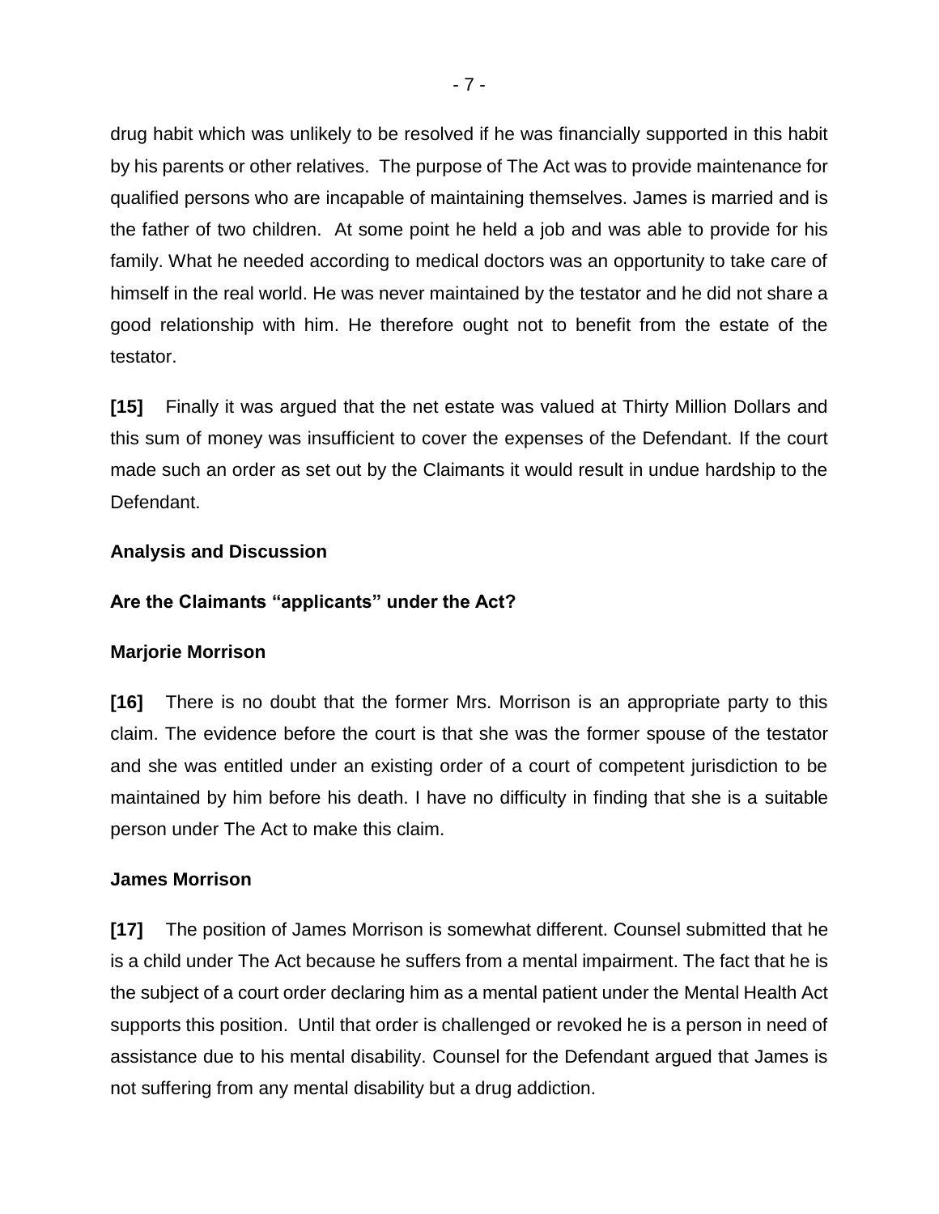drug habit which was unlikely to be resolved if he was financially supported in this habit by his parents or other relatives. The purpose of The Act was to provide maintenance for qualified persons who are incapable of maintaining themselves. James is married and is the father of two children. At some point he held a job and was able to provide for his family. What he needed according to medical doctors was an opportunity to take care of himself in the real world. He was never maintained by the testator and he did not share a good relationship with him. He therefore ought not to benefit from the estate of the testator.

**[15]** Finally it was argued that the net estate was valued at Thirty Million Dollars and this sum of money was insufficient to cover the expenses of the Defendant. If the court made such an order as set out by the Claimants it would result in undue hardship to the Defendant.

**Analysis and Discussion**

**Are the Claimants "applicants" under the Act?**

**Marjorie Morrison**

**[16]** There is no doubt that the former Mrs. Morrison is an appropriate party to this claim. The evidence before the court is that she was the former spouse of the testator and she was entitled under an existing order of a court of competent jurisdiction to be maintained by him before his death. I have no difficulty in finding that she is a suitable person under The Act to make this claim.

**James Morrison**

**[17]** The position of James Morrison is somewhat different. Counsel submitted that he is a child under The Act because he suffers from a mental impairment. The fact that he is the subject of a court order declaring him as a mental patient under the Mental Health Act supports this position. Until that order is challenged or revoked he is a person in need of assistance due to his mental disability. Counsel for the Defendant argued that James is not suffering from any mental disability but a drug addiction.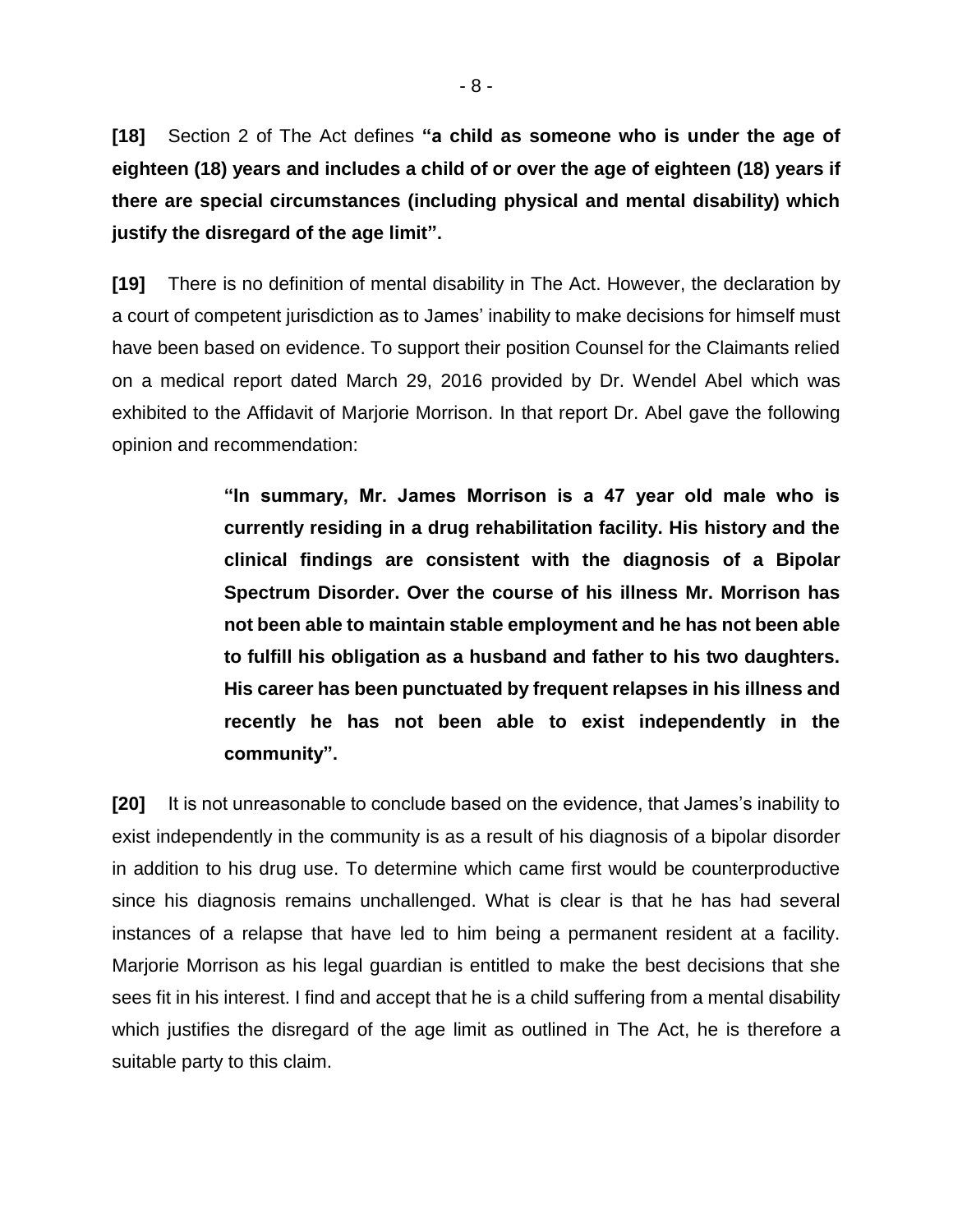**[18]** Section 2 of The Act defines **"a child as someone who is under the age of eighteen (18) years and includes a child of or over the age of eighteen (18) years if there are special circumstances (including physical and mental disability) which justify the disregard of the age limit".**

**[19]** There is no definition of mental disability in The Act. However, the declaration by a court of competent jurisdiction as to James' inability to make decisions for himself must have been based on evidence. To support their position Counsel for the Claimants relied on a medical report dated March 29, 2016 provided by Dr. Wendel Abel which was exhibited to the Affidavit of Marjorie Morrison. In that report Dr. Abel gave the following opinion and recommendation:

> **"In summary, Mr. James Morrison is a 47 year old male who is currently residing in a drug rehabilitation facility. His history and the clinical findings are consistent with the diagnosis of a Bipolar Spectrum Disorder. Over the course of his illness Mr. Morrison has not been able to maintain stable employment and he has not been able to fulfill his obligation as a husband and father to his two daughters. His career has been punctuated by frequent relapses in his illness and recently he has not been able to exist independently in the community".**

**[20]** It is not unreasonable to conclude based on the evidence, that James's inability to exist independently in the community is as a result of his diagnosis of a bipolar disorder in addition to his drug use. To determine which came first would be counterproductive since his diagnosis remains unchallenged. What is clear is that he has had several instances of a relapse that have led to him being a permanent resident at a facility. Marjorie Morrison as his legal guardian is entitled to make the best decisions that she sees fit in his interest. I find and accept that he is a child suffering from a mental disability which justifies the disregard of the age limit as outlined in The Act, he is therefore a suitable party to this claim.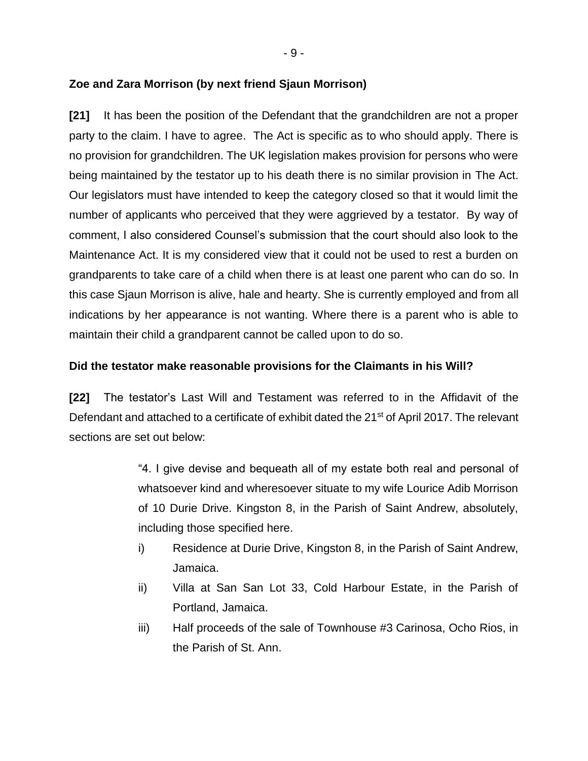**Zoe and Zara Morrison (by next friend Sjaun Morrison)**

**[21]** It has been the position of the Defendant that the grandchildren are not a proper party to the claim. I have to agree. The Act is specific as to who should apply. There is no provision for grandchildren. The UK legislation makes provision for persons who were being maintained by the testator up to his death there is no similar provision in The Act. Our legislators must have intended to keep the category closed so that it would limit the number of applicants who perceived that they were aggrieved by a testator. By way of comment, I also considered Counsel's submission that the court should also look to the Maintenance Act. It is my considered view that it could not be used to rest a burden on grandparents to take care of a child when there is at least one parent who can do so. In this case Sjaun Morrison is alive, hale and hearty. She is currently employed and from all indications by her appearance is not wanting. Where there is a parent who is able to maintain their child a grandparent cannot be called upon to do so.

**Did the testator make reasonable provisions for the Claimants in his Will?**

**[22]** The testator's Last Will and Testament was referred to in the Affidavit of the Defendant and attached to a certificate of exhibit dated the 21st of April 2017. The relevant sections are set out below:

> "4. I give devise and bequeath all of my estate both real and personal of whatsoever kind and wheresoever situate to my wife Lourice Adib Morrison of 10 Durie Drive. Kingston 8, in the Parish of Saint Andrew, absolutely, including those specified here.
>
> i) Residence at Durie Drive, Kingston 8, in the Parish of Saint Andrew, Jamaica.
>
> ii) Villa at San San Lot 33, Cold Harbour Estate, in the Parish of Portland, Jamaica.
>
> iii) Half proceeds of the sale of Townhouse #3 Carinosa, Ocho Rios, in the Parish of St. Ann.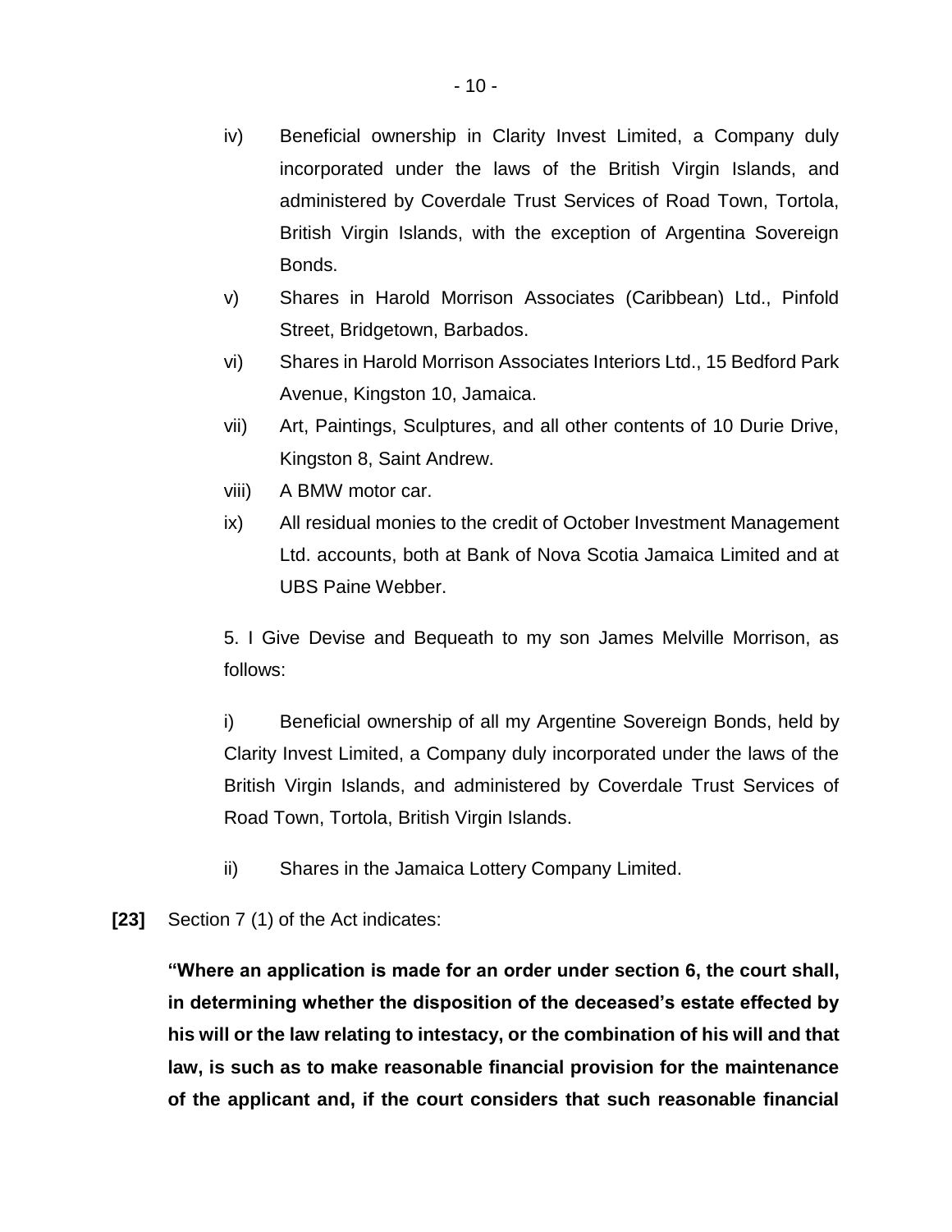iv) Beneficial ownership in Clarity Invest Limited, a Company duly incorporated under the laws of the British Virgin Islands, and administered by Coverdale Trust Services of Road Town, Tortola, British Virgin Islands, with the exception of Argentina Sovereign Bonds.

v) Shares in Harold Morrison Associates (Caribbean) Ltd., Pinfold Street, Bridgetown, Barbados.

vi) Shares in Harold Morrison Associates Interiors Ltd., 15 Bedford Park Avenue, Kingston 10, Jamaica.

vii) Art, Paintings, Sculptures, and all other contents of 10 Durie Drive, Kingston 8, Saint Andrew.

viii) A BMW motor car.

ix) All residual monies to the credit of October Investment Management Ltd. accounts, both at Bank of Nova Scotia Jamaica Limited and at UBS Paine Webber.

5. I Give Devise and Bequeath to my son James Melville Morrison, as follows:

i) Beneficial ownership of all my Argentine Sovereign Bonds, held by Clarity Invest Limited, a Company duly incorporated under the laws of the British Virgin Islands, and administered by Coverdale Trust Services of Road Town, Tortola, British Virgin Islands.

ii) Shares in the Jamaica Lottery Company Limited.

**[23]** Section 7 (1) of the Act indicates:

**"Where an application is made for an order under section 6, the court shall, in determining whether the disposition of the deceased's estate effected by his will or the law relating to intestacy, or the combination of his will and that law, is such as to make reasonable financial provision for the maintenance of the applicant and, if the court considers that such reasonable financial**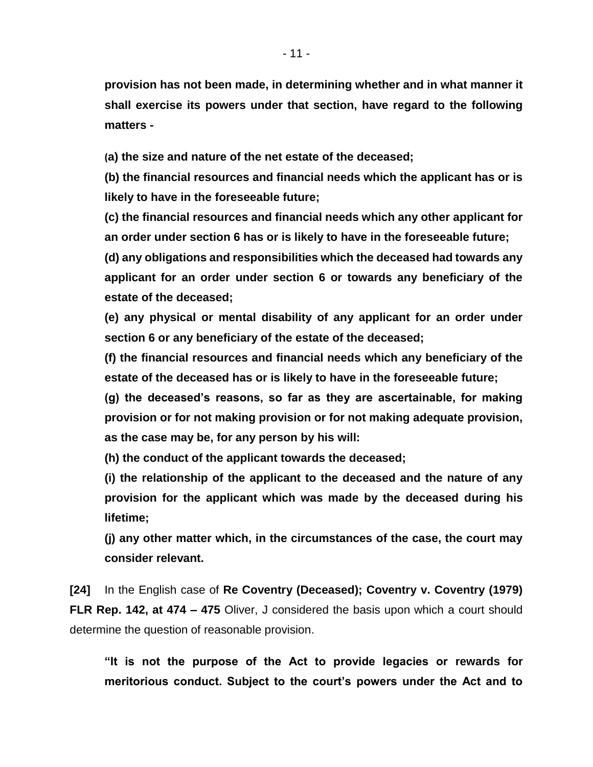**provision has not been made, in determining whether and in what manner it shall exercise its powers under that section, have regard to the following matters -**

**(a) the size and nature of the net estate of the deceased;**

**(b) the financial resources and financial needs which the applicant has or is likely to have in the foreseeable future;**

**(c) the financial resources and financial needs which any other applicant for an order under section 6 has or is likely to have in the foreseeable future;**

**(d) any obligations and responsibilities which the deceased had towards any applicant for an order under section 6 or towards any beneficiary of the estate of the deceased;**

**(e) any physical or mental disability of any applicant for an order under section 6 or any beneficiary of the estate of the deceased;**

**(f) the financial resources and financial needs which any beneficiary of the estate of the deceased has or is likely to have in the foreseeable future;**

**(g) the deceased's reasons, so far as they are ascertainable, for making provision or for not making provision or for not making adequate provision, as the case may be, for any person by his will:**

**(h) the conduct of the applicant towards the deceased;**

**(i) the relationship of the applicant to the deceased and the nature of any provision for the applicant which was made by the deceased during his lifetime;**

**(j) any other matter which, in the circumstances of the case, the court may consider relevant.**

**[24]** In the English case of **Re Coventry (Deceased); Coventry v. Coventry (1979) FLR Rep. 142, at 474 – 475** Oliver, J considered the basis upon which a court should determine the question of reasonable provision.

**"It is not the purpose of the Act to provide legacies or rewards for meritorious conduct. Subject to the court's powers under the Act and to**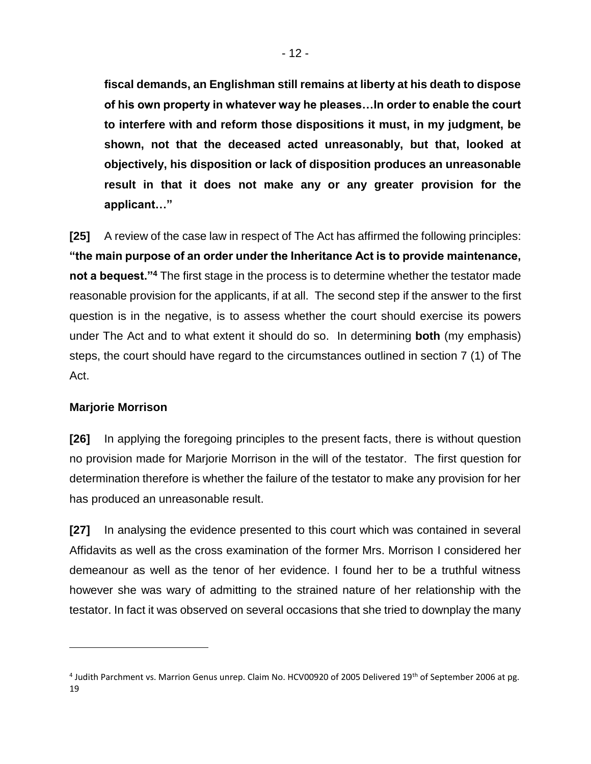**fiscal demands, an Englishman still remains at liberty at his death to dispose of his own property in whatever way he pleases…In order to enable the court to interfere with and reform those dispositions it must, in my judgment, be shown, not that the deceased acted unreasonably, but that, looked at objectively, his disposition or lack of disposition produces an unreasonable result in that it does not make any or any greater provision for the applicant…"**

**[25]** A review of the case law in respect of The Act has affirmed the following principles: **"the main purpose of an order under the Inheritance Act is to provide maintenance, not a bequest."[4]** The first stage in the process is to determine whether the testator made reasonable provision for the applicants, if at all. The second step if the answer to the first question is in the negative, is to assess whether the court should exercise its powers under The Act and to what extent it should do so. In determining **both** (my emphasis) steps, the court should have regard to the circumstances outlined in section 7 (1) of The Act.

**Marjorie Morrison**

**[26]** In applying the foregoing principles to the present facts, there is without question no provision made for Marjorie Morrison in the will of the testator. The first question for determination therefore is whether the failure of the testator to make any provision for her has produced an unreasonable result.

**[27]** In analysing the evidence presented to this court which was contained in several Affidavits as well as the cross examination of the former Mrs. Morrison I considered her demeanour as well as the tenor of her evidence. I found her to be a truthful witness however she was wary of admitting to the strained nature of her relationship with the testator. In fact it was observed on several occasions that she tried to downplay the many

---

[4] Judith Parchment vs. Marrion Genus unrep. Claim No. HCV00920 of 2005 Delivered 19th of September 2006 at pg. 19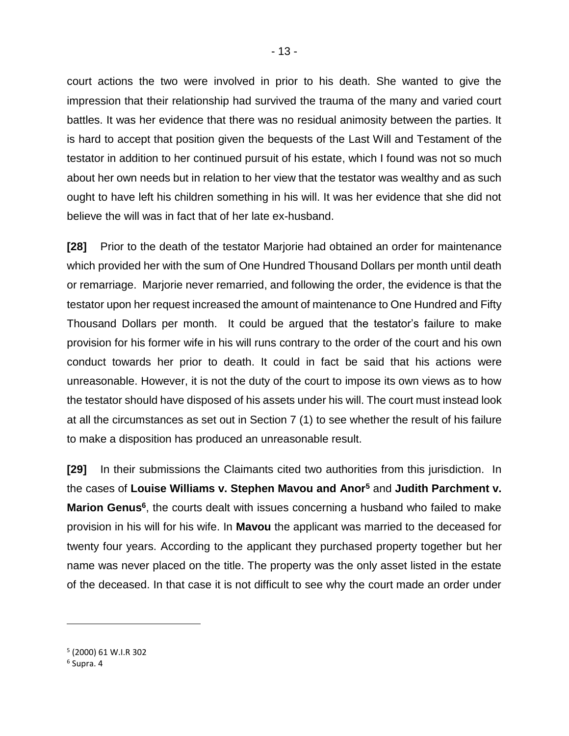court actions the two were involved in prior to his death. She wanted to give the impression that their relationship had survived the trauma of the many and varied court battles. It was her evidence that there was no residual animosity between the parties. It is hard to accept that position given the bequests of the Last Will and Testament of the testator in addition to her continued pursuit of his estate, which I found was not so much about her own needs but in relation to her view that the testator was wealthy and as such ought to have left his children something in his will. It was her evidence that she did not believe the will was in fact that of her late ex-husband.

**[28]** Prior to the death of the testator Marjorie had obtained an order for maintenance which provided her with the sum of One Hundred Thousand Dollars per month until death or remarriage. Marjorie never remarried, and following the order, the evidence is that the testator upon her request increased the amount of maintenance to One Hundred and Fifty Thousand Dollars per month. It could be argued that the testator's failure to make provision for his former wife in his will runs contrary to the order of the court and his own conduct towards her prior to death. It could in fact be said that his actions were unreasonable. However, it is not the duty of the court to impose its own views as to how the testator should have disposed of his assets under his will. The court must instead look at all the circumstances as set out in Section 7 (1) to see whether the result of his failure to make a disposition has produced an unreasonable result.

**[29]** In their submissions the Claimants cited two authorities from this jurisdiction. In the cases of **Louise Williams v. Stephen Mavou and Anor**[5] and **Judith Parchment v. Marion Genus**[6], the courts dealt with issues concerning a husband who failed to make provision in his will for his wife. In **Mavou** the applicant was married to the deceased for twenty four years. According to the applicant they purchased property together but her name was never placed on the title. The property was the only asset listed in the estate of the deceased. In that case it is not difficult to see why the court made an order under

---

[5] (2000) 61 W.I.R 302

[6] Supra. 4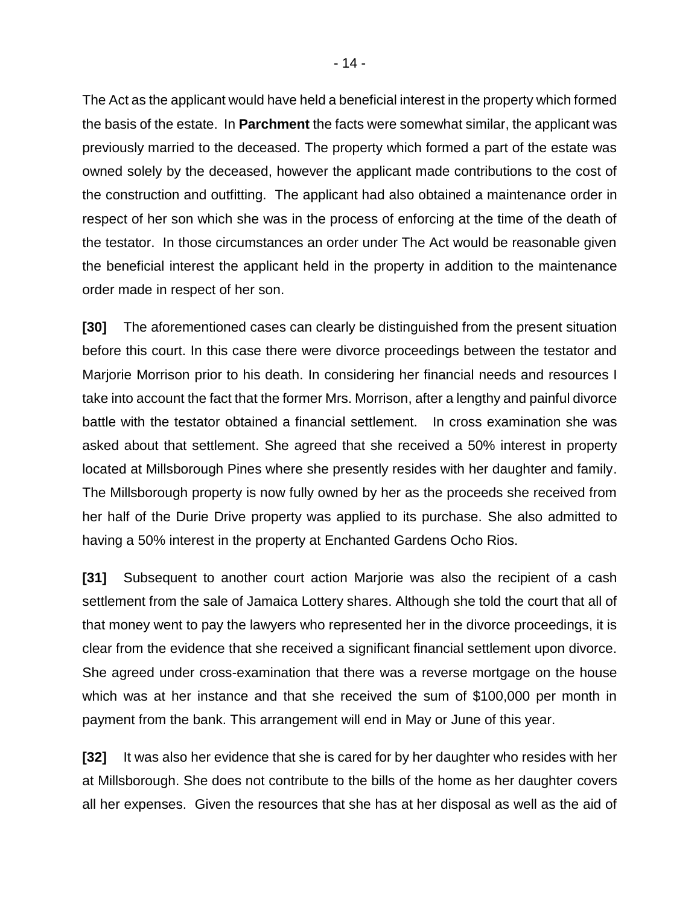The Act as the applicant would have held a beneficial interest in the property which formed the basis of the estate. In **Parchment** the facts were somewhat similar, the applicant was previously married to the deceased. The property which formed a part of the estate was owned solely by the deceased, however the applicant made contributions to the cost of the construction and outfitting. The applicant had also obtained a maintenance order in respect of her son which she was in the process of enforcing at the time of the death of the testator. In those circumstances an order under The Act would be reasonable given the beneficial interest the applicant held in the property in addition to the maintenance order made in respect of her son.

**[30]** The aforementioned cases can clearly be distinguished from the present situation before this court. In this case there were divorce proceedings between the testator and Marjorie Morrison prior to his death. In considering her financial needs and resources I take into account the fact that the former Mrs. Morrison, after a lengthy and painful divorce battle with the testator obtained a financial settlement. In cross examination she was asked about that settlement. She agreed that she received a 50% interest in property located at Millsborough Pines where she presently resides with her daughter and family. The Millsborough property is now fully owned by her as the proceeds she received from her half of the Durie Drive property was applied to its purchase. She also admitted to having a 50% interest in the property at Enchanted Gardens Ocho Rios.

**[31]** Subsequent to another court action Marjorie was also the recipient of a cash settlement from the sale of Jamaica Lottery shares. Although she told the court that all of that money went to pay the lawyers who represented her in the divorce proceedings, it is clear from the evidence that she received a significant financial settlement upon divorce. She agreed under cross-examination that there was a reverse mortgage on the house which was at her instance and that she received the sum of $100,000 per month in payment from the bank. This arrangement will end in May or June of this year.

**[32]** It was also her evidence that she is cared for by her daughter who resides with her at Millsborough. She does not contribute to the bills of the home as her daughter covers all her expenses. Given the resources that she has at her disposal as well as the aid of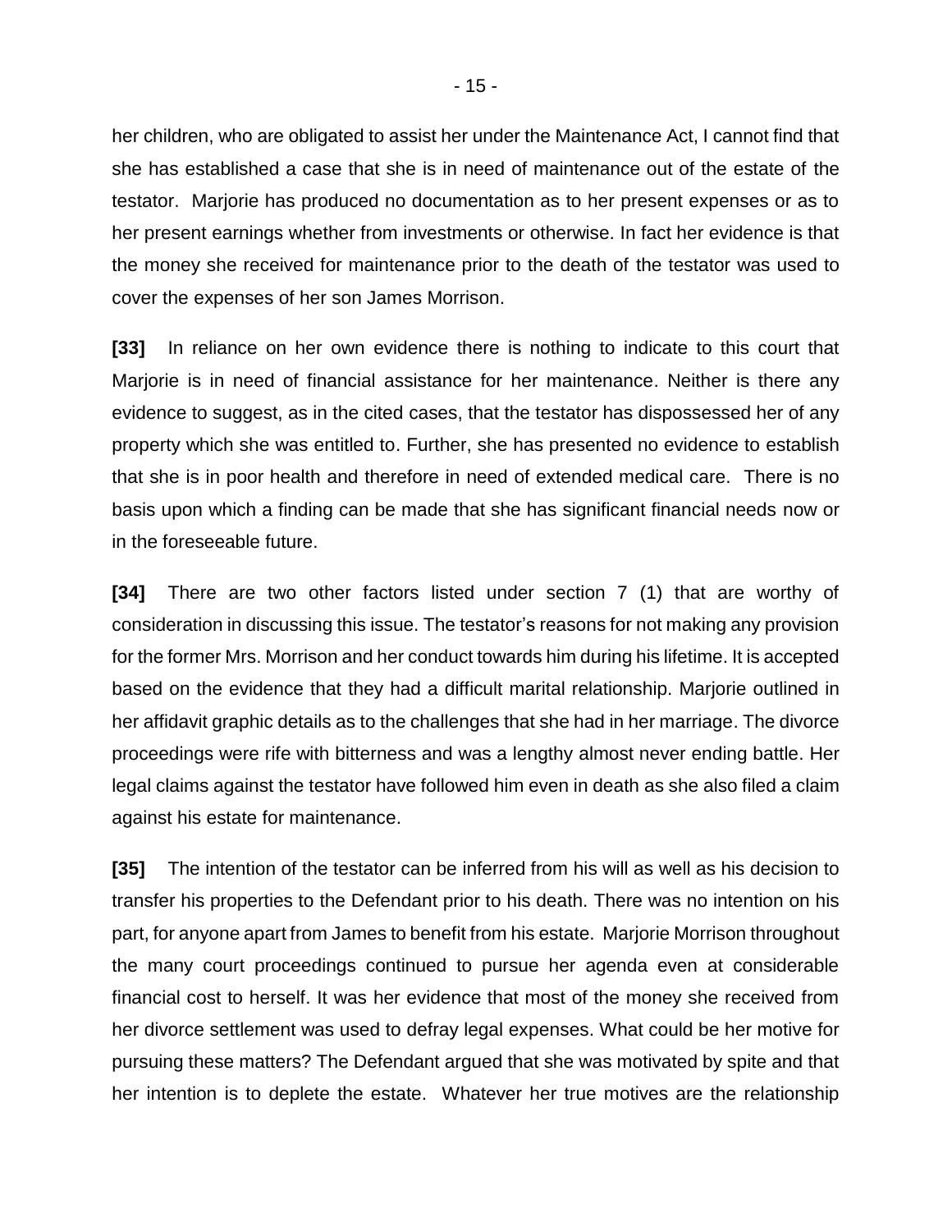her children, who are obligated to assist her under the Maintenance Act, I cannot find that she has established a case that she is in need of maintenance out of the estate of the testator. Marjorie has produced no documentation as to her present expenses or as to her present earnings whether from investments or otherwise. In fact her evidence is that the money she received for maintenance prior to the death of the testator was used to cover the expenses of her son James Morrison.

**[33]** In reliance on her own evidence there is nothing to indicate to this court that Marjorie is in need of financial assistance for her maintenance. Neither is there any evidence to suggest, as in the cited cases, that the testator has dispossessed her of any property which she was entitled to. Further, she has presented no evidence to establish that she is in poor health and therefore in need of extended medical care. There is no basis upon which a finding can be made that she has significant financial needs now or in the foreseeable future.

**[34]** There are two other factors listed under section 7 (1) that are worthy of consideration in discussing this issue. The testator's reasons for not making any provision for the former Mrs. Morrison and her conduct towards him during his lifetime. It is accepted based on the evidence that they had a difficult marital relationship. Marjorie outlined in her affidavit graphic details as to the challenges that she had in her marriage. The divorce proceedings were rife with bitterness and was a lengthy almost never ending battle. Her legal claims against the testator have followed him even in death as she also filed a claim against his estate for maintenance.

**[35]** The intention of the testator can be inferred from his will as well as his decision to transfer his properties to the Defendant prior to his death. There was no intention on his part, for anyone apart from James to benefit from his estate. Marjorie Morrison throughout the many court proceedings continued to pursue her agenda even at considerable financial cost to herself. It was her evidence that most of the money she received from her divorce settlement was used to defray legal expenses. What could be her motive for pursuing these matters? The Defendant argued that she was motivated by spite and that her intention is to deplete the estate. Whatever her true motives are the relationship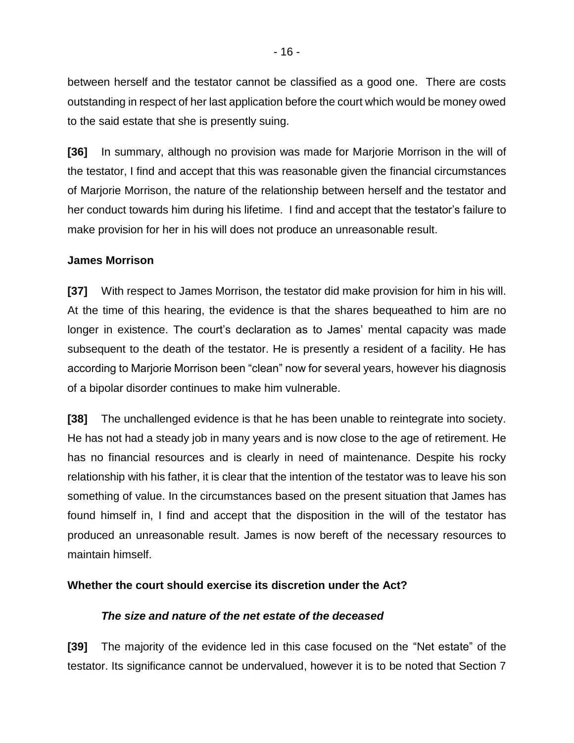between herself and the testator cannot be classified as a good one. There are costs outstanding in respect of her last application before the court which would be money owed to the said estate that she is presently suing.

**[36]** In summary, although no provision was made for Marjorie Morrison in the will of the testator, I find and accept that this was reasonable given the financial circumstances of Marjorie Morrison, the nature of the relationship between herself and the testator and her conduct towards him during his lifetime. I find and accept that the testator's failure to make provision for her in his will does not produce an unreasonable result.

**James Morrison**

**[37]** With respect to James Morrison, the testator did make provision for him in his will. At the time of this hearing, the evidence is that the shares bequeathed to him are no longer in existence. The court's declaration as to James' mental capacity was made subsequent to the death of the testator. He is presently a resident of a facility. He has according to Marjorie Morrison been "clean" now for several years, however his diagnosis of a bipolar disorder continues to make him vulnerable.

**[38]** The unchallenged evidence is that he has been unable to reintegrate into society. He has not had a steady job in many years and is now close to the age of retirement. He has no financial resources and is clearly in need of maintenance. Despite his rocky relationship with his father, it is clear that the intention of the testator was to leave his son something of value. In the circumstances based on the present situation that James has found himself in, I find and accept that the disposition in the will of the testator has produced an unreasonable result. James is now bereft of the necessary resources to maintain himself.

**Whether the court should exercise its discretion under the Act?**

***The size and nature of the net estate of the deceased***

**[39]** The majority of the evidence led in this case focused on the "Net estate" of the testator. Its significance cannot be undervalued, however it is to be noted that Section 7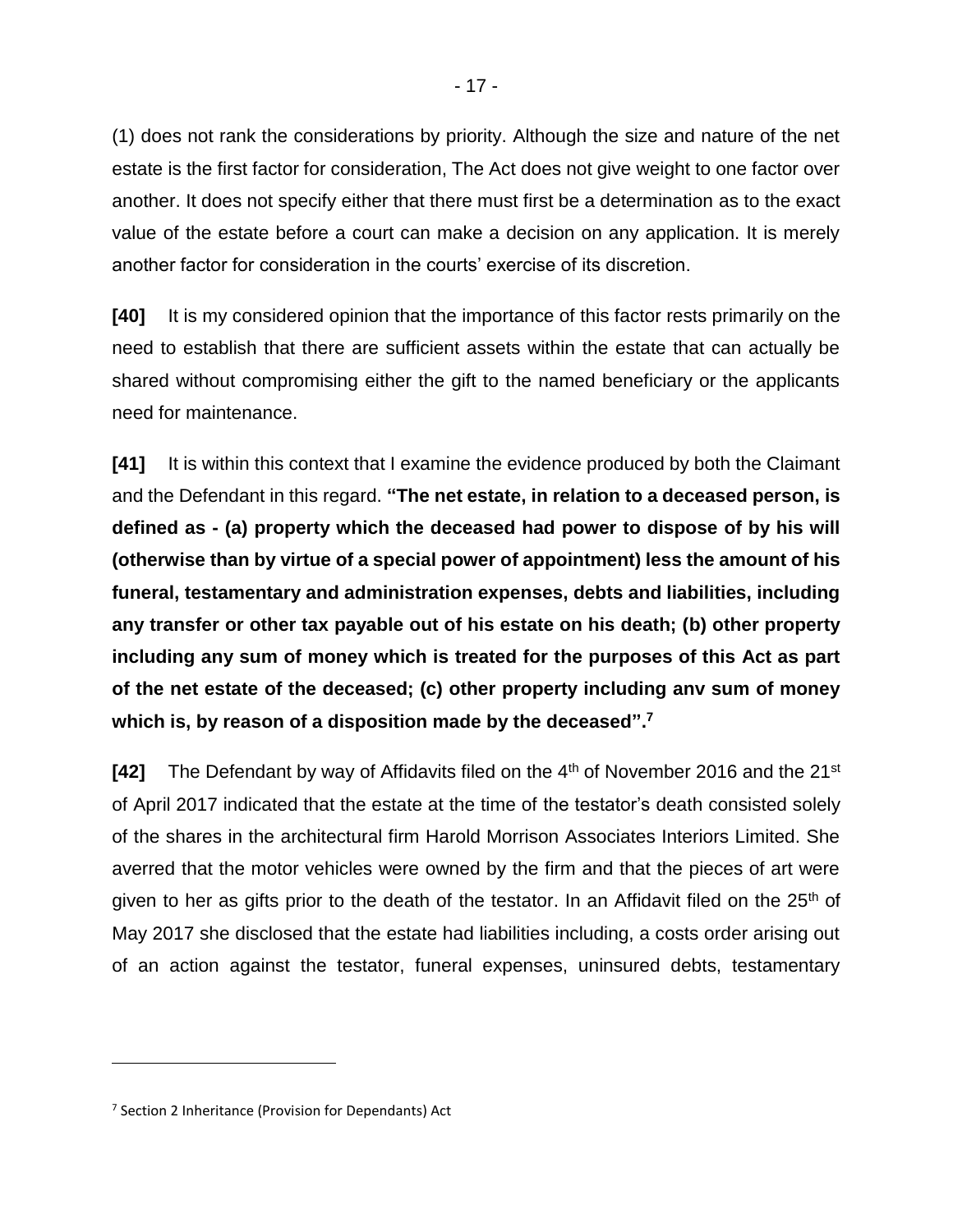(1) does not rank the considerations by priority. Although the size and nature of the net estate is the first factor for consideration, The Act does not give weight to one factor over another. It does not specify either that there must first be a determination as to the exact value of the estate before a court can make a decision on any application. It is merely another factor for consideration in the courts' exercise of its discretion.

**[40]** It is my considered opinion that the importance of this factor rests primarily on the need to establish that there are sufficient assets within the estate that can actually be shared without compromising either the gift to the named beneficiary or the applicants need for maintenance.

**[41]** It is within this context that I examine the evidence produced by both the Claimant and the Defendant in this regard. **"The net estate, in relation to a deceased person, is defined as - (a) property which the deceased had power to dispose of by his will (otherwise than by virtue of a special power of appointment) less the amount of his funeral, testamentary and administration expenses, debts and liabilities, including any transfer or other tax payable out of his estate on his death; (b) other property including any sum of money which is treated for the purposes of this Act as part of the net estate of the deceased; (c) other property including anv sum of money which is, by reason of a disposition made by the deceased".**[7]

**[42]** The Defendant by way of Affidavits filed on the 4th of November 2016 and the 21st of April 2017 indicated that the estate at the time of the testator's death consisted solely of the shares in the architectural firm Harold Morrison Associates Interiors Limited. She averred that the motor vehicles were owned by the firm and that the pieces of art were given to her as gifts prior to the death of the testator. In an Affidavit filed on the 25th of May 2017 she disclosed that the estate had liabilities including, a costs order arising out of an action against the testator, funeral expenses, uninsured debts, testamentary

---

[7] Section 2 Inheritance (Provision for Dependants) Act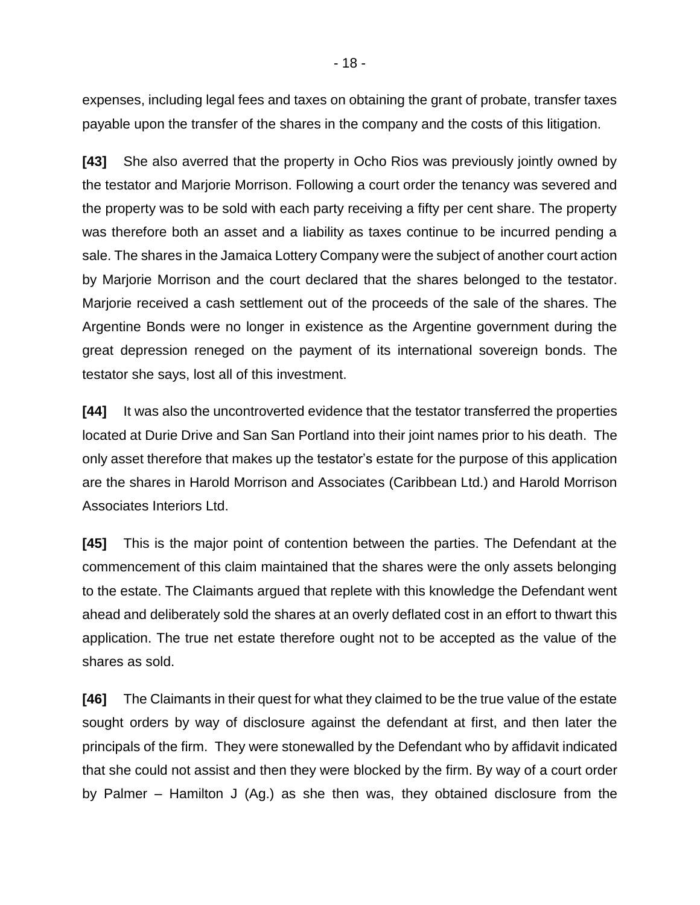expenses, including legal fees and taxes on obtaining the grant of probate, transfer taxes payable upon the transfer of the shares in the company and the costs of this litigation.

**[43]** She also averred that the property in Ocho Rios was previously jointly owned by the testator and Marjorie Morrison. Following a court order the tenancy was severed and the property was to be sold with each party receiving a fifty per cent share. The property was therefore both an asset and a liability as taxes continue to be incurred pending a sale. The shares in the Jamaica Lottery Company were the subject of another court action by Marjorie Morrison and the court declared that the shares belonged to the testator. Marjorie received a cash settlement out of the proceeds of the sale of the shares. The Argentine Bonds were no longer in existence as the Argentine government during the great depression reneged on the payment of its international sovereign bonds. The testator she says, lost all of this investment.

**[44]** It was also the uncontroverted evidence that the testator transferred the properties located at Durie Drive and San San Portland into their joint names prior to his death. The only asset therefore that makes up the testator's estate for the purpose of this application are the shares in Harold Morrison and Associates (Caribbean Ltd.) and Harold Morrison Associates Interiors Ltd.

**[45]** This is the major point of contention between the parties. The Defendant at the commencement of this claim maintained that the shares were the only assets belonging to the estate. The Claimants argued that replete with this knowledge the Defendant went ahead and deliberately sold the shares at an overly deflated cost in an effort to thwart this application. The true net estate therefore ought not to be accepted as the value of the shares as sold.

**[46]** The Claimants in their quest for what they claimed to be the true value of the estate sought orders by way of disclosure against the defendant at first, and then later the principals of the firm. They were stonewalled by the Defendant who by affidavit indicated that she could not assist and then they were blocked by the firm. By way of a court order by Palmer – Hamilton J (Ag.) as she then was, they obtained disclosure from the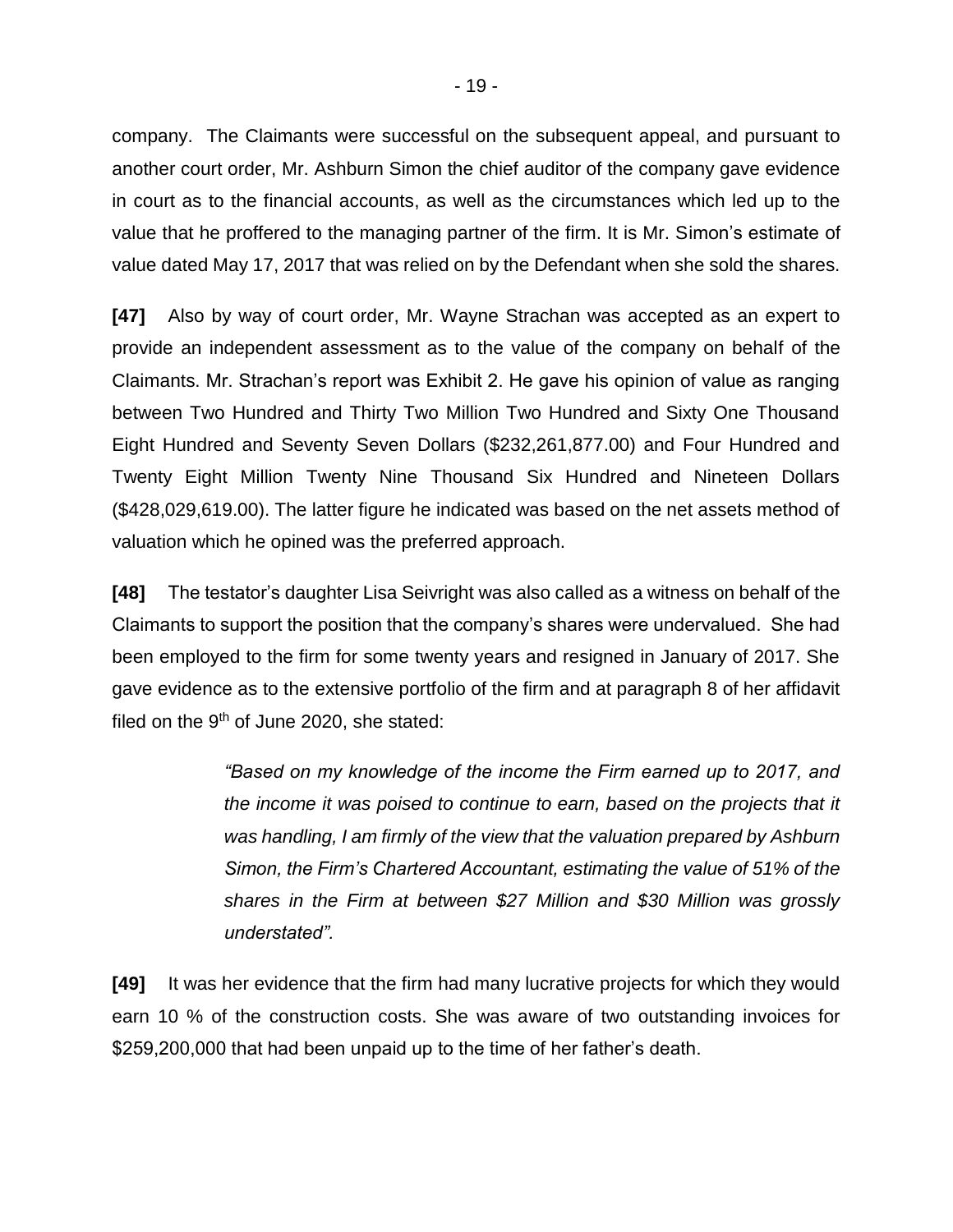company. The Claimants were successful on the subsequent appeal, and pursuant to another court order, Mr. Ashburn Simon the chief auditor of the company gave evidence in court as to the financial accounts, as well as the circumstances which led up to the value that he proffered to the managing partner of the firm. It is Mr. Simon's estimate of value dated May 17, 2017 that was relied on by the Defendant when she sold the shares.

**[47]** Also by way of court order, Mr. Wayne Strachan was accepted as an expert to provide an independent assessment as to the value of the company on behalf of the Claimants. Mr. Strachan's report was Exhibit 2. He gave his opinion of value as ranging between Two Hundred and Thirty Two Million Two Hundred and Sixty One Thousand Eight Hundred and Seventy Seven Dollars ($232,261,877.00) and Four Hundred and Twenty Eight Million Twenty Nine Thousand Six Hundred and Nineteen Dollars ($428,029,619.00). The latter figure he indicated was based on the net assets method of valuation which he opined was the preferred approach.

**[48]** The testator's daughter Lisa Seivright was also called as a witness on behalf of the Claimants to support the position that the company's shares were undervalued. She had been employed to the firm for some twenty years and resigned in January of 2017. She gave evidence as to the extensive portfolio of the firm and at paragraph 8 of her affidavit filed on the 9th of June 2020, she stated:

> *"Based on my knowledge of the income the Firm earned up to 2017, and the income it was poised to continue to earn, based on the projects that it was handling, I am firmly of the view that the valuation prepared by Ashburn Simon, the Firm's Chartered Accountant, estimating the value of 51% of the shares in the Firm at between $27 Million and $30 Million was grossly understated".*

**[49]** It was her evidence that the firm had many lucrative projects for which they would earn 10 % of the construction costs. She was aware of two outstanding invoices for $259,200,000 that had been unpaid up to the time of her father's death.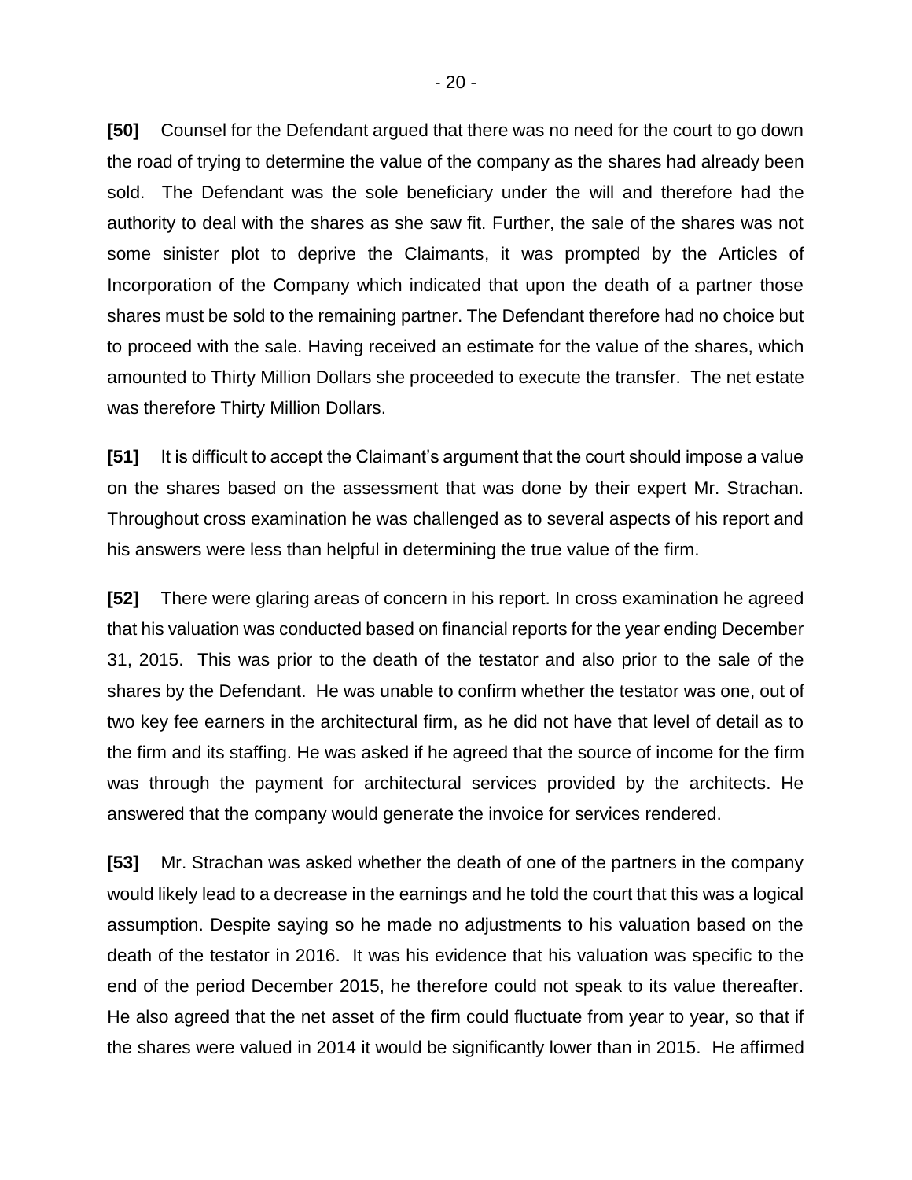**[50]** Counsel for the Defendant argued that there was no need for the court to go down the road of trying to determine the value of the company as the shares had already been sold. The Defendant was the sole beneficiary under the will and therefore had the authority to deal with the shares as she saw fit. Further, the sale of the shares was not some sinister plot to deprive the Claimants, it was prompted by the Articles of Incorporation of the Company which indicated that upon the death of a partner those shares must be sold to the remaining partner. The Defendant therefore had no choice but to proceed with the sale. Having received an estimate for the value of the shares, which amounted to Thirty Million Dollars she proceeded to execute the transfer. The net estate was therefore Thirty Million Dollars.

**[51]** It is difficult to accept the Claimant's argument that the court should impose a value on the shares based on the assessment that was done by their expert Mr. Strachan. Throughout cross examination he was challenged as to several aspects of his report and his answers were less than helpful in determining the true value of the firm.

**[52]** There were glaring areas of concern in his report. In cross examination he agreed that his valuation was conducted based on financial reports for the year ending December 31, 2015. This was prior to the death of the testator and also prior to the sale of the shares by the Defendant. He was unable to confirm whether the testator was one, out of two key fee earners in the architectural firm, as he did not have that level of detail as to the firm and its staffing. He was asked if he agreed that the source of income for the firm was through the payment for architectural services provided by the architects. He answered that the company would generate the invoice for services rendered.

**[53]** Mr. Strachan was asked whether the death of one of the partners in the company would likely lead to a decrease in the earnings and he told the court that this was a logical assumption. Despite saying so he made no adjustments to his valuation based on the death of the testator in 2016. It was his evidence that his valuation was specific to the end of the period December 2015, he therefore could not speak to its value thereafter. He also agreed that the net asset of the firm could fluctuate from year to year, so that if the shares were valued in 2014 it would be significantly lower than in 2015. He affirmed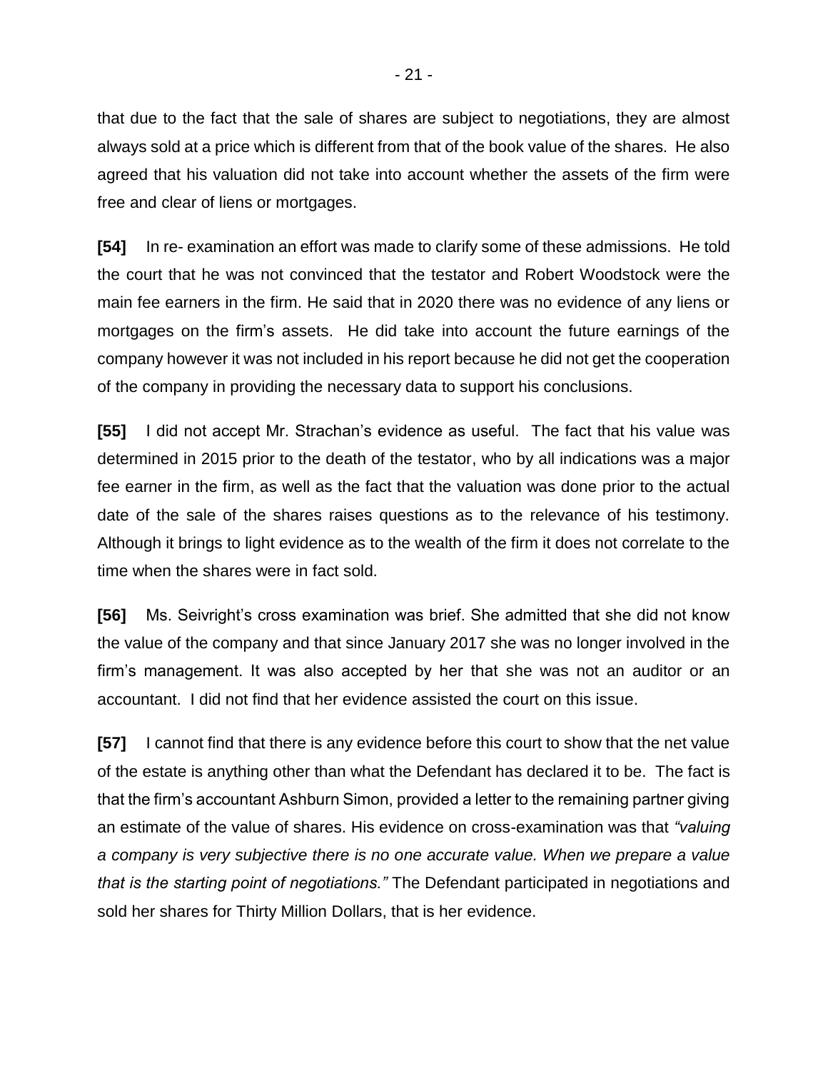that due to the fact that the sale of shares are subject to negotiations, they are almost always sold at a price which is different from that of the book value of the shares. He also agreed that his valuation did not take into account whether the assets of the firm were free and clear of liens or mortgages.

**[54]** In re- examination an effort was made to clarify some of these admissions. He told the court that he was not convinced that the testator and Robert Woodstock were the main fee earners in the firm. He said that in 2020 there was no evidence of any liens or mortgages on the firm's assets. He did take into account the future earnings of the company however it was not included in his report because he did not get the cooperation of the company in providing the necessary data to support his conclusions.

**[55]** I did not accept Mr. Strachan's evidence as useful. The fact that his value was determined in 2015 prior to the death of the testator, who by all indications was a major fee earner in the firm, as well as the fact that the valuation was done prior to the actual date of the sale of the shares raises questions as to the relevance of his testimony. Although it brings to light evidence as to the wealth of the firm it does not correlate to the time when the shares were in fact sold.

**[56]** Ms. Seivright's cross examination was brief. She admitted that she did not know the value of the company and that since January 2017 she was no longer involved in the firm's management. It was also accepted by her that she was not an auditor or an accountant. I did not find that her evidence assisted the court on this issue.

**[57]** I cannot find that there is any evidence before this court to show that the net value of the estate is anything other than what the Defendant has declared it to be. The fact is that the firm's accountant Ashburn Simon, provided a letter to the remaining partner giving an estimate of the value of shares. His evidence on cross-examination was that *"valuing a company is very subjective there is no one accurate value. When we prepare a value that is the starting point of negotiations."* The Defendant participated in negotiations and sold her shares for Thirty Million Dollars, that is her evidence.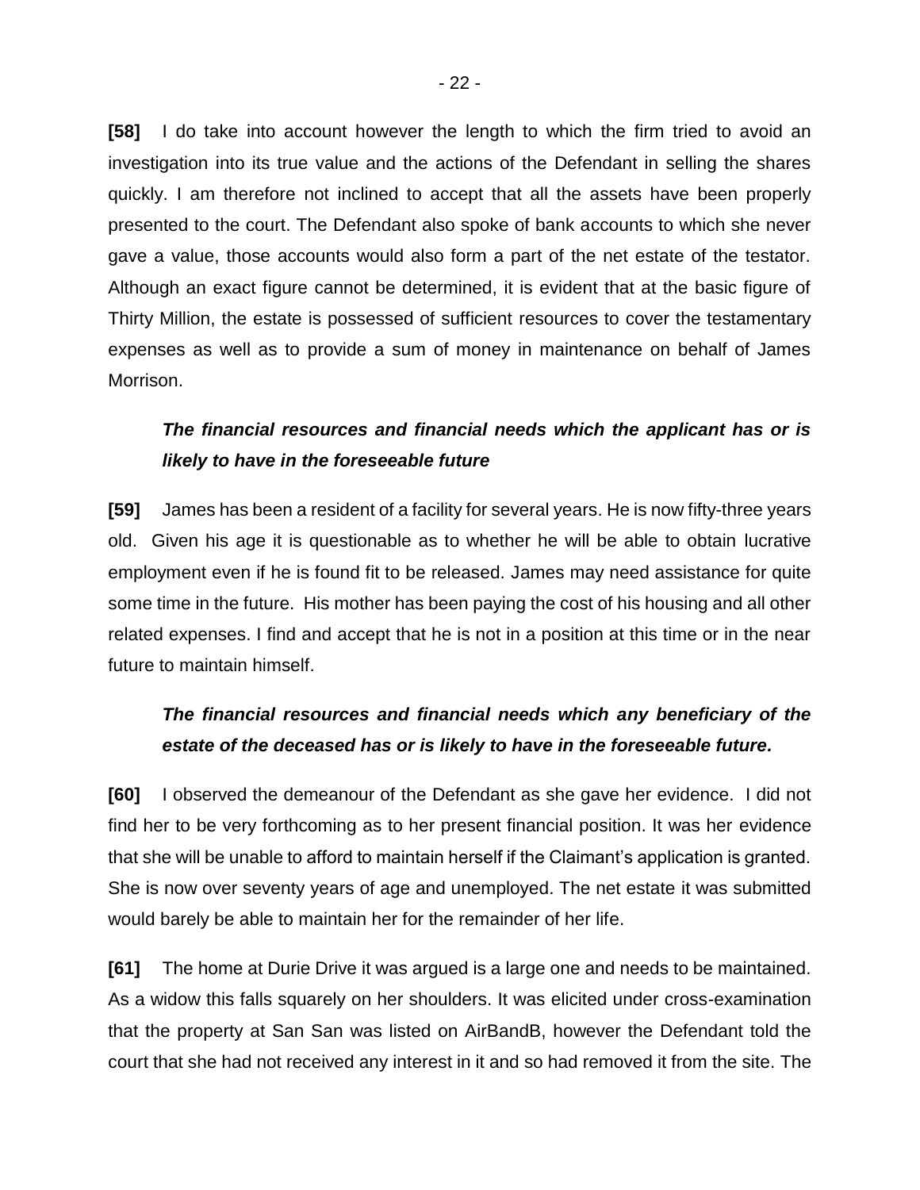**[58]** I do take into account however the length to which the firm tried to avoid an investigation into its true value and the actions of the Defendant in selling the shares quickly. I am therefore not inclined to accept that all the assets have been properly presented to the court. The Defendant also spoke of bank accounts to which she never gave a value, those accounts would also form a part of the net estate of the testator. Although an exact figure cannot be determined, it is evident that at the basic figure of Thirty Million, the estate is possessed of sufficient resources to cover the testamentary expenses as well as to provide a sum of money in maintenance on behalf of James Morrison.

***The financial resources and financial needs which the applicant has or is likely to have in the foreseeable future***

**[59]** James has been a resident of a facility for several years. He is now fifty-three years old. Given his age it is questionable as to whether he will be able to obtain lucrative employment even if he is found fit to be released. James may need assistance for quite some time in the future. His mother has been paying the cost of his housing and all other related expenses. I find and accept that he is not in a position at this time or in the near future to maintain himself.

***The financial resources and financial needs which any beneficiary of the estate of the deceased has or is likely to have in the foreseeable future.***

**[60]** I observed the demeanour of the Defendant as she gave her evidence. I did not find her to be very forthcoming as to her present financial position. It was her evidence that she will be unable to afford to maintain herself if the Claimant's application is granted. She is now over seventy years of age and unemployed. The net estate it was submitted would barely be able to maintain her for the remainder of her life.

**[61]** The home at Durie Drive it was argued is a large one and needs to be maintained. As a widow this falls squarely on her shoulders. It was elicited under cross-examination that the property at San San was listed on AirBandB, however the Defendant told the court that she had not received any interest in it and so had removed it from the site. The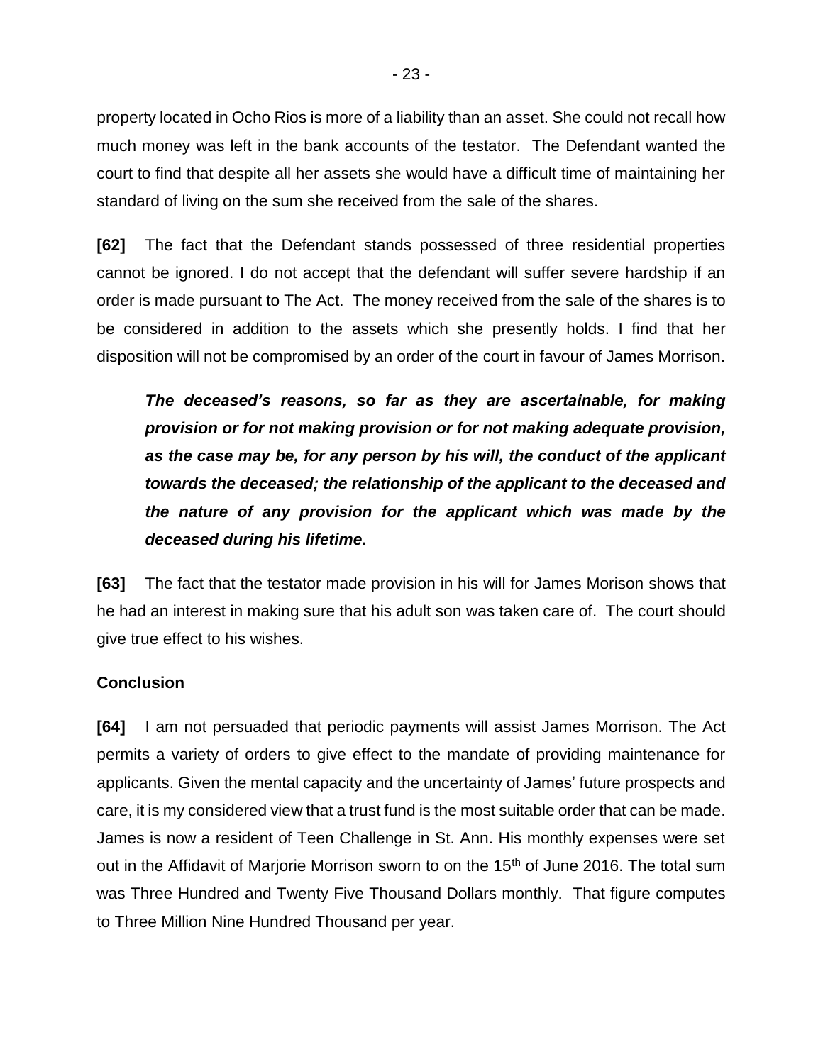property located in Ocho Rios is more of a liability than an asset. She could not recall how much money was left in the bank accounts of the testator. The Defendant wanted the court to find that despite all her assets she would have a difficult time of maintaining her standard of living on the sum she received from the sale of the shares.

**[62]** The fact that the Defendant stands possessed of three residential properties cannot be ignored. I do not accept that the defendant will suffer severe hardship if an order is made pursuant to The Act. The money received from the sale of the shares is to be considered in addition to the assets which she presently holds. I find that her disposition will not be compromised by an order of the court in favour of James Morrison.

> ***The deceased's reasons, so far as they are ascertainable, for making provision or for not making provision or for not making adequate provision, as the case may be, for any person by his will, the conduct of the applicant towards the deceased; the relationship of the applicant to the deceased and the nature of any provision for the applicant which was made by the deceased during his lifetime.***

**[63]** The fact that the testator made provision in his will for James Morison shows that he had an interest in making sure that his adult son was taken care of. The court should give true effect to his wishes.

### Conclusion

**[64]** I am not persuaded that periodic payments will assist James Morrison. The Act permits a variety of orders to give effect to the mandate of providing maintenance for applicants. Given the mental capacity and the uncertainty of James' future prospects and care, it is my considered view that a trust fund is the most suitable order that can be made. James is now a resident of Teen Challenge in St. Ann. His monthly expenses were set out in the Affidavit of Marjorie Morrison sworn to on the 15th of June 2016. The total sum was Three Hundred and Twenty Five Thousand Dollars monthly. That figure computes to Three Million Nine Hundred Thousand per year.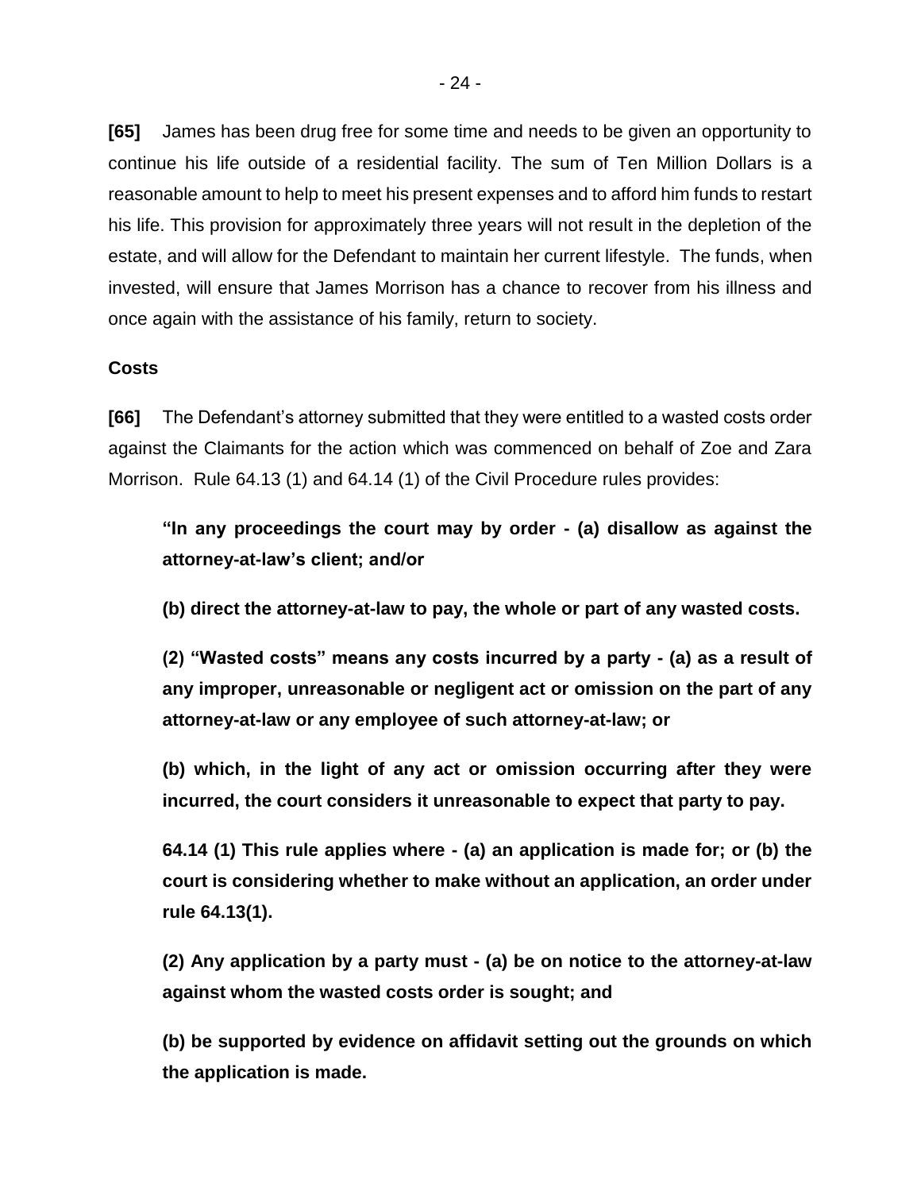**[65]** James has been drug free for some time and needs to be given an opportunity to continue his life outside of a residential facility. The sum of Ten Million Dollars is a reasonable amount to help to meet his present expenses and to afford him funds to restart his life. This provision for approximately three years will not result in the depletion of the estate, and will allow for the Defendant to maintain her current lifestyle. The funds, when invested, will ensure that James Morrison has a chance to recover from his illness and once again with the assistance of his family, return to society.

**Costs**

**[66]** The Defendant's attorney submitted that they were entitled to a wasted costs order against the Claimants for the action which was commenced on behalf of Zoe and Zara Morrison. Rule 64.13 (1) and 64.14 (1) of the Civil Procedure rules provides:

> **"In any proceedings the court may by order - (a) disallow as against the attorney-at-law's client; and/or**
>
> **(b) direct the attorney-at-law to pay, the whole or part of any wasted costs.**
>
> **(2) "Wasted costs" means any costs incurred by a party - (a) as a result of any improper, unreasonable or negligent act or omission on the part of any attorney-at-law or any employee of such attorney-at-law; or**
>
> **(b) which, in the light of any act or omission occurring after they were incurred, the court considers it unreasonable to expect that party to pay.**
>
> **64.14 (1) This rule applies where - (a) an application is made for; or (b) the court is considering whether to make without an application, an order under rule 64.13(1).**
>
> **(2) Any application by a party must - (a) be on notice to the attorney-at-law against whom the wasted costs order is sought; and**
>
> **(b) be supported by evidence on affidavit setting out the grounds on which the application is made.**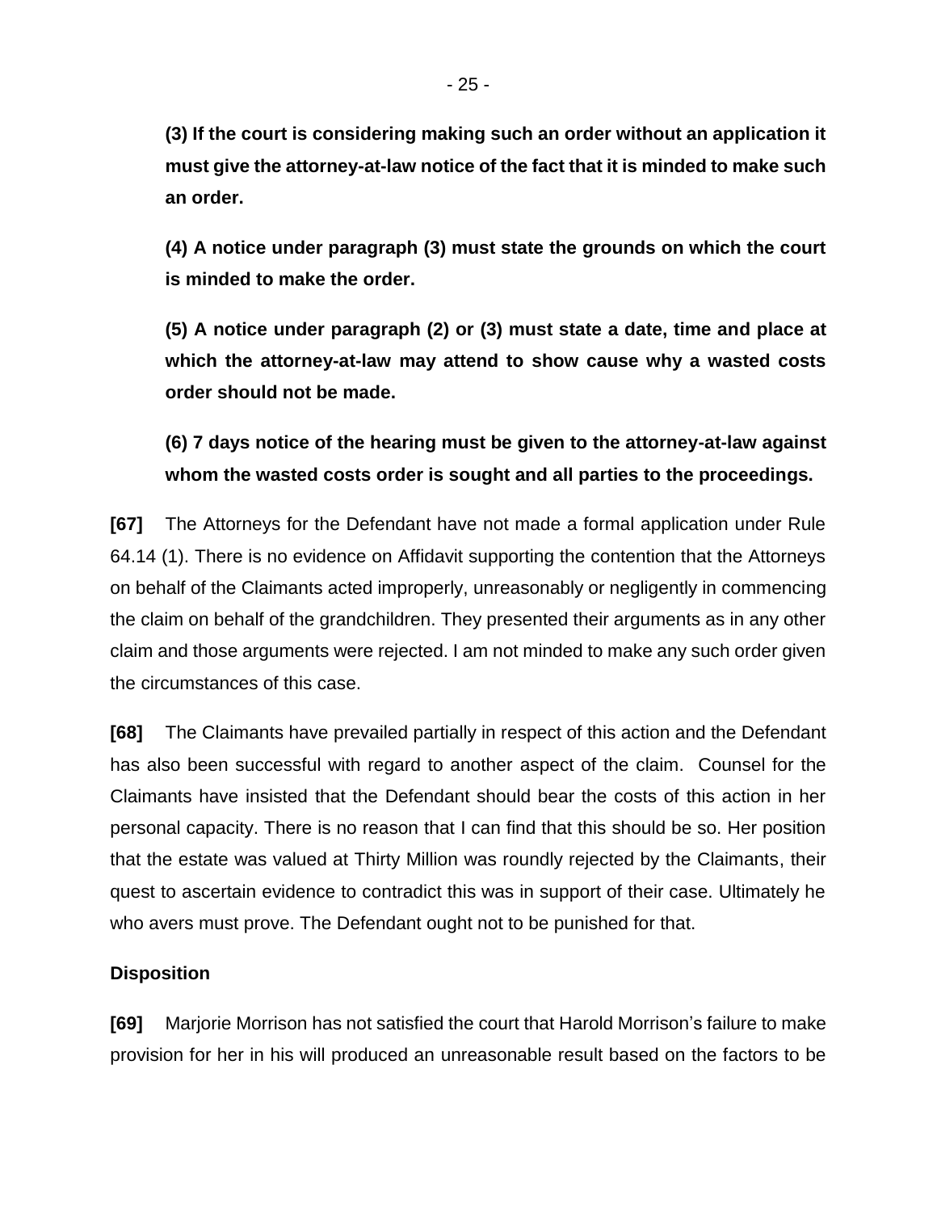**(3) If the court is considering making such an order without an application it must give the attorney-at-law notice of the fact that it is minded to make such an order.**

**(4) A notice under paragraph (3) must state the grounds on which the court is minded to make the order.**

**(5) A notice under paragraph (2) or (3) must state a date, time and place at which the attorney-at-law may attend to show cause why a wasted costs order should not be made.**

**(6) 7 days notice of the hearing must be given to the attorney-at-law against whom the wasted costs order is sought and all parties to the proceedings.**

**[67]** The Attorneys for the Defendant have not made a formal application under Rule 64.14 (1). There is no evidence on Affidavit supporting the contention that the Attorneys on behalf of the Claimants acted improperly, unreasonably or negligently in commencing the claim on behalf of the grandchildren. They presented their arguments as in any other claim and those arguments were rejected. I am not minded to make any such order given the circumstances of this case.

**[68]** The Claimants have prevailed partially in respect of this action and the Defendant has also been successful with regard to another aspect of the claim. Counsel for the Claimants have insisted that the Defendant should bear the costs of this action in her personal capacity. There is no reason that I can find that this should be so. Her position that the estate was valued at Thirty Million was roundly rejected by the Claimants, their quest to ascertain evidence to contradict this was in support of their case. Ultimately he who avers must prove. The Defendant ought not to be punished for that.

**Disposition**

**[69]** Marjorie Morrison has not satisfied the court that Harold Morrison's failure to make provision for her in his will produced an unreasonable result based on the factors to be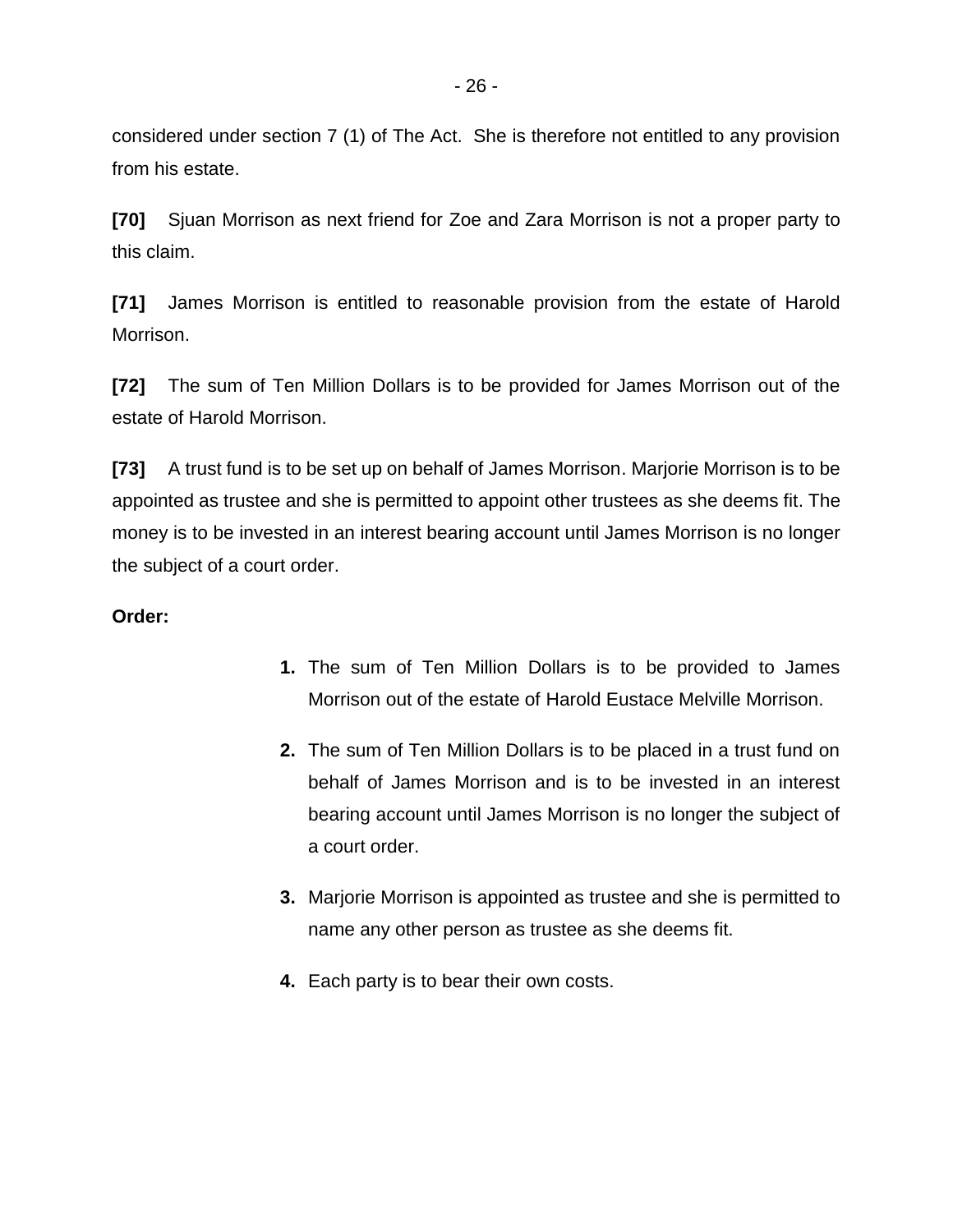considered under section 7 (1) of The Act. She is therefore not entitled to any provision from his estate.

**[70]** Sjuan Morrison as next friend for Zoe and Zara Morrison is not a proper party to this claim.

**[71]** James Morrison is entitled to reasonable provision from the estate of Harold Morrison.

**[72]** The sum of Ten Million Dollars is to be provided for James Morrison out of the estate of Harold Morrison.

**[73]** A trust fund is to be set up on behalf of James Morrison. Marjorie Morrison is to be appointed as trustee and she is permitted to appoint other trustees as she deems fit. The money is to be invested in an interest bearing account until James Morrison is no longer the subject of a court order.

**Order:**

1. The sum of Ten Million Dollars is to be provided to James Morrison out of the estate of Harold Eustace Melville Morrison.

2. The sum of Ten Million Dollars is to be placed in a trust fund on behalf of James Morrison and is to be invested in an interest bearing account until James Morrison is no longer the subject of a court order.

3. Marjorie Morrison is appointed as trustee and she is permitted to name any other person as trustee as she deems fit.

4. Each party is to bear their own costs.